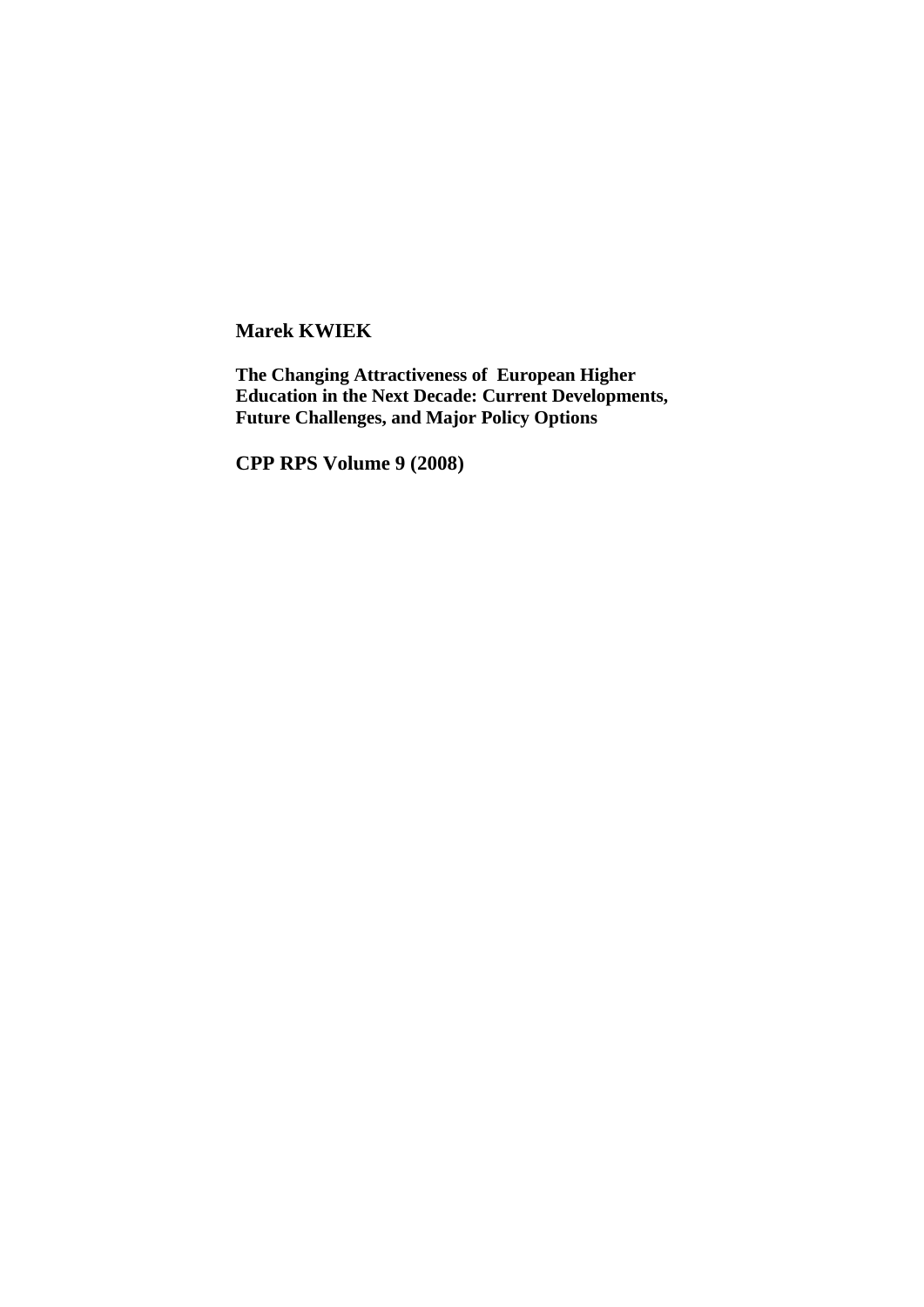**Marek KWIEK**

**The Changing Attractiveness of European Higher Education in the Next Decade: Current Developments, Future Challenges, and Major Policy Options**

**CPP RPS Volume 9 (2008)**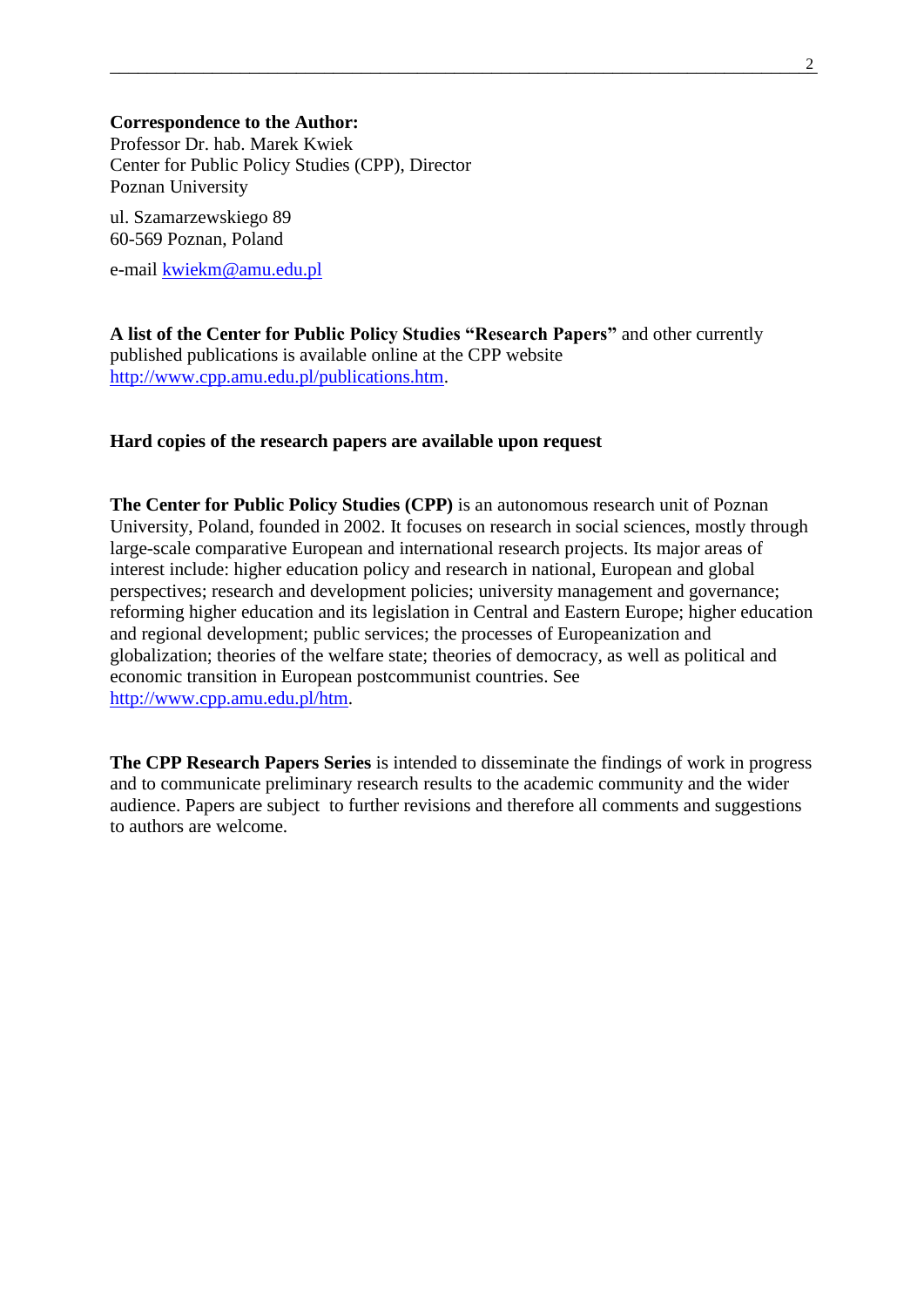**Correspondence to the Author:**
Professor Dr. hab. Marek Kwiek
Center for Public Policy Studies (CPP), Director
Poznan University

ul. Szamarzewskiego 89
60-569 Poznan, Poland

e-mail kwiekm@amu.edu.pl

**A list of the Center for Public Policy Studies "Research Papers"** and other currently published publications is available online at the CPP website http://www.cpp.amu.edu.pl/publications.htm.

**Hard copies of the research papers are available upon request**

**The Center for Public Policy Studies (CPP)** is an autonomous research unit of Poznan University, Poland, founded in 2002. It focuses on research in social sciences, mostly through large-scale comparative European and international research projects. Its major areas of interest include: higher education policy and research in national, European and global perspectives; research and development policies; university management and governance; reforming higher education and its legislation in Central and Eastern Europe; higher education and regional development; public services; the processes of Europeanization and globalization; theories of the welfare state; theories of democracy, as well as political and economic transition in European postcommunist countries. See http://www.cpp.amu.edu.pl/htm.

**The CPP Research Papers Series** is intended to disseminate the findings of work in progress and to communicate preliminary research results to the academic community and the wider audience. Papers are subject to further revisions and therefore all comments and suggestions to authors are welcome.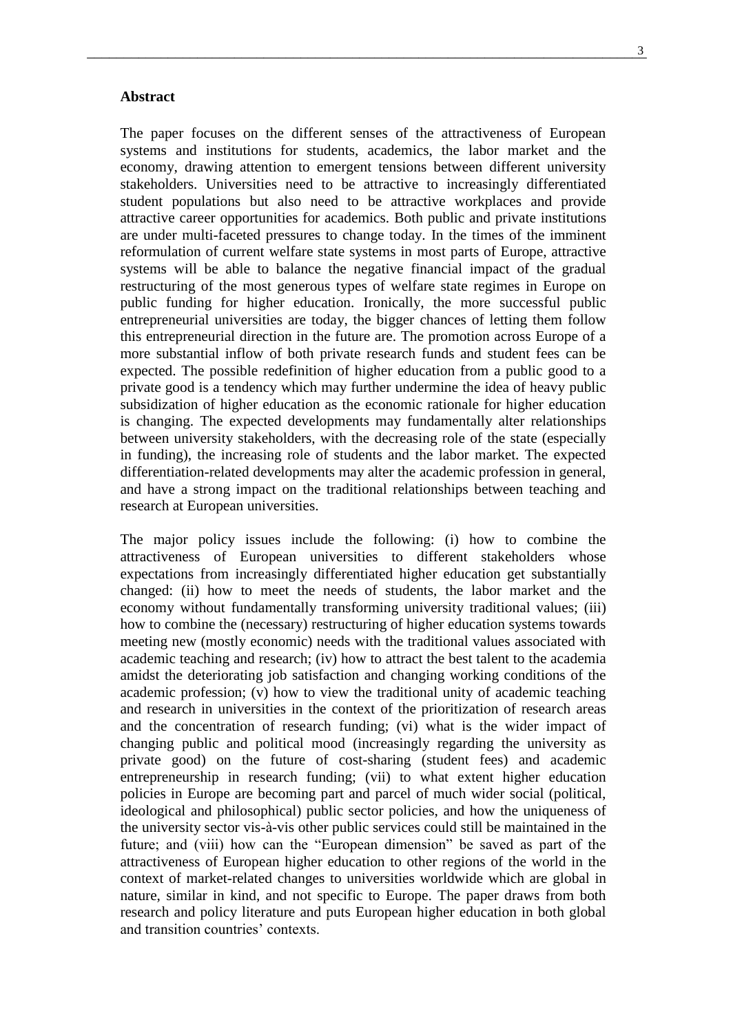**Abstract**

The paper focuses on the different senses of the attractiveness of European systems and institutions for students, academics, the labor market and the economy, drawing attention to emergent tensions between different university stakeholders. Universities need to be attractive to increasingly differentiated student populations but also need to be attractive workplaces and provide attractive career opportunities for academics. Both public and private institutions are under multi-faceted pressures to change today. In the times of the imminent reformulation of current welfare state systems in most parts of Europe, attractive systems will be able to balance the negative financial impact of the gradual restructuring of the most generous types of welfare state regimes in Europe on public funding for higher education. Ironically, the more successful public entrepreneurial universities are today, the bigger chances of letting them follow this entrepreneurial direction in the future are. The promotion across Europe of a more substantial inflow of both private research funds and student fees can be expected. The possible redefinition of higher education from a public good to a private good is a tendency which may further undermine the idea of heavy public subsidization of higher education as the economic rationale for higher education is changing. The expected developments may fundamentally alter relationships between university stakeholders, with the decreasing role of the state (especially in funding), the increasing role of students and the labor market. The expected differentiation-related developments may alter the academic profession in general, and have a strong impact on the traditional relationships between teaching and research at European universities.

The major policy issues include the following: (i) how to combine the attractiveness of European universities to different stakeholders whose expectations from increasingly differentiated higher education get substantially changed: (ii) how to meet the needs of students, the labor market and the economy without fundamentally transforming university traditional values; (iii) how to combine the (necessary) restructuring of higher education systems towards meeting new (mostly economic) needs with the traditional values associated with academic teaching and research; (iv) how to attract the best talent to the academia amidst the deteriorating job satisfaction and changing working conditions of the academic profession; (v) how to view the traditional unity of academic teaching and research in universities in the context of the prioritization of research areas and the concentration of research funding; (vi) what is the wider impact of changing public and political mood (increasingly regarding the university as private good) on the future of cost-sharing (student fees) and academic entrepreneurship in research funding; (vii) to what extent higher education policies in Europe are becoming part and parcel of much wider social (political, ideological and philosophical) public sector policies, and how the uniqueness of the university sector vis-à-vis other public services could still be maintained in the future; and (viii) how can the "European dimension" be saved as part of the attractiveness of European higher education to other regions of the world in the context of market-related changes to universities worldwide which are global in nature, similar in kind, and not specific to Europe. The paper draws from both research and policy literature and puts European higher education in both global and transition countries' contexts.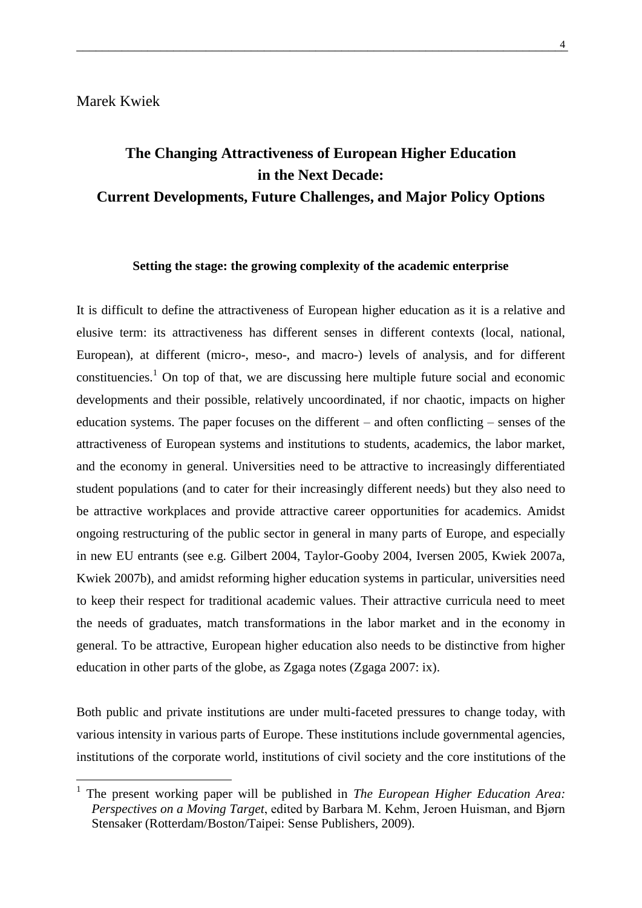Marek Kwiek

# The Changing Attractiveness of European Higher Education in the Next Decade: Current Developments, Future Challenges, and Major Policy Options

### Setting the stage: the growing complexity of the academic enterprise

It is difficult to define the attractiveness of European higher education as it is a relative and elusive term: its attractiveness has different senses in different contexts (local, national, European), at different (micro-, meso-, and macro-) levels of analysis, and for different constituencies.[1] On top of that, we are discussing here multiple future social and economic developments and their possible, relatively uncoordinated, if nor chaotic, impacts on higher education systems. The paper focuses on the different – and often conflicting – senses of the attractiveness of European systems and institutions to students, academics, the labor market, and the economy in general. Universities need to be attractive to increasingly differentiated student populations (and to cater for their increasingly different needs) but they also need to be attractive workplaces and provide attractive career opportunities for academics. Amidst ongoing restructuring of the public sector in general in many parts of Europe, and especially in new EU entrants (see e.g. Gilbert 2004, Taylor-Gooby 2004, Iversen 2005, Kwiek 2007a, Kwiek 2007b), and amidst reforming higher education systems in particular, universities need to keep their respect for traditional academic values. Their attractive curricula need to meet the needs of graduates, match transformations in the labor market and in the economy in general. To be attractive, European higher education also needs to be distinctive from higher education in other parts of the globe, as Zgaga notes (Zgaga 2007: ix).

Both public and private institutions are under multi-faceted pressures to change today, with various intensity in various parts of Europe. These institutions include governmental agencies, institutions of the corporate world, institutions of civil society and the core institutions of the

---

[1] The present working paper will be published in *The European Higher Education Area: Perspectives on a Moving Target*, edited by Barbara M. Kehm, Jeroen Huisman, and Bjørn Stensaker (Rotterdam/Boston/Taipei: Sense Publishers, 2009).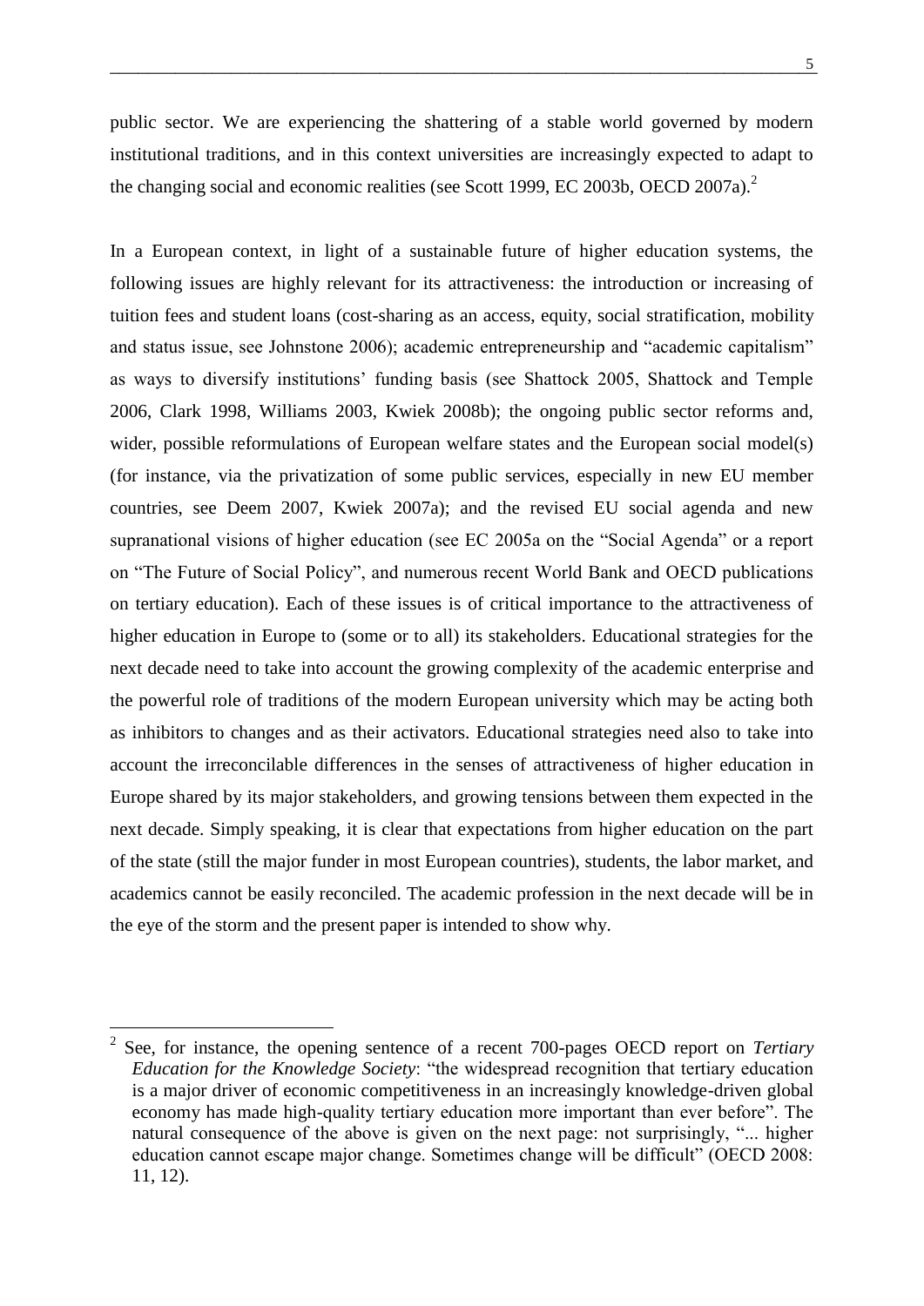public sector. We are experiencing the shattering of a stable world governed by modern institutional traditions, and in this context universities are increasingly expected to adapt to the changing social and economic realities (see Scott 1999, EC 2003b, OECD 2007a).[2]

In a European context, in light of a sustainable future of higher education systems, the following issues are highly relevant for its attractiveness: the introduction or increasing of tuition fees and student loans (cost-sharing as an access, equity, social stratification, mobility and status issue, see Johnstone 2006); academic entrepreneurship and "academic capitalism" as ways to diversify institutions' funding basis (see Shattock 2005, Shattock and Temple 2006, Clark 1998, Williams 2003, Kwiek 2008b); the ongoing public sector reforms and, wider, possible reformulations of European welfare states and the European social model(s) (for instance, via the privatization of some public services, especially in new EU member countries, see Deem 2007, Kwiek 2007a); and the revised EU social agenda and new supranational visions of higher education (see EC 2005a on the "Social Agenda" or a report on "The Future of Social Policy", and numerous recent World Bank and OECD publications on tertiary education). Each of these issues is of critical importance to the attractiveness of higher education in Europe to (some or to all) its stakeholders. Educational strategies for the next decade need to take into account the growing complexity of the academic enterprise and the powerful role of traditions of the modern European university which may be acting both as inhibitors to changes and as their activators. Educational strategies need also to take into account the irreconcilable differences in the senses of attractiveness of higher education in Europe shared by its major stakeholders, and growing tensions between them expected in the next decade. Simply speaking, it is clear that expectations from higher education on the part of the state (still the major funder in most European countries), students, the labor market, and academics cannot be easily reconciled. The academic profession in the next decade will be in the eye of the storm and the present paper is intended to show why.

[2] See, for instance, the opening sentence of a recent 700-pages OECD report on *Tertiary Education for the Knowledge Society*: "the widespread recognition that tertiary education is a major driver of economic competitiveness in an increasingly knowledge-driven global economy has made high-quality tertiary education more important than ever before". The natural consequence of the above is given on the next page: not surprisingly, "... higher education cannot escape major change. Sometimes change will be difficult" (OECD 2008: 11, 12).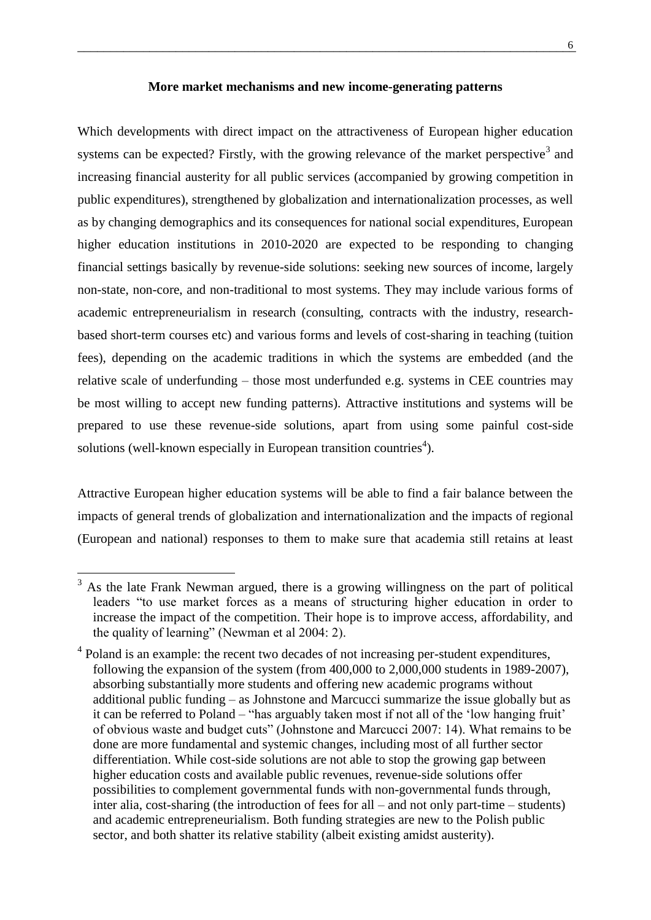**More market mechanisms and new income-generating patterns**

Which developments with direct impact on the attractiveness of European higher education systems can be expected? Firstly, with the growing relevance of the market perspective[3] and increasing financial austerity for all public services (accompanied by growing competition in public expenditures), strengthened by globalization and internationalization processes, as well as by changing demographics and its consequences for national social expenditures, European higher education institutions in 2010-2020 are expected to be responding to changing financial settings basically by revenue-side solutions: seeking new sources of income, largely non-state, non-core, and non-traditional to most systems. They may include various forms of academic entrepreneurialism in research (consulting, contracts with the industry, research-based short-term courses etc) and various forms and levels of cost-sharing in teaching (tuition fees), depending on the academic traditions in which the systems are embedded (and the relative scale of underfunding – those most underfunded e.g. systems in CEE countries may be most willing to accept new funding patterns). Attractive institutions and systems will be prepared to use these revenue-side solutions, apart from using some painful cost-side solutions (well-known especially in European transition countries[4]).

Attractive European higher education systems will be able to find a fair balance between the impacts of general trends of globalization and internationalization and the impacts of regional (European and national) responses to them to make sure that academia still retains at least

---

[3] As the late Frank Newman argued, there is a growing willingness on the part of political leaders "to use market forces as a means of structuring higher education in order to increase the impact of the competition. Their hope is to improve access, affordability, and the quality of learning" (Newman et al 2004: 2).

[4] Poland is an example: the recent two decades of not increasing per-student expenditures, following the expansion of the system (from 400,000 to 2,000,000 students in 1989-2007), absorbing substantially more students and offering new academic programs without additional public funding – as Johnstone and Marcucci summarize the issue globally but as it can be referred to Poland – "has arguably taken most if not all of the 'low hanging fruit' of obvious waste and budget cuts" (Johnstone and Marcucci 2007: 14). What remains to be done are more fundamental and systemic changes, including most of all further sector differentiation. While cost-side solutions are not able to stop the growing gap between higher education costs and available public revenues, revenue-side solutions offer possibilities to complement governmental funds with non-governmental funds through, inter alia, cost-sharing (the introduction of fees for all – and not only part-time – students) and academic entrepreneurialism. Both funding strategies are new to the Polish public sector, and both shatter its relative stability (albeit existing amidst austerity).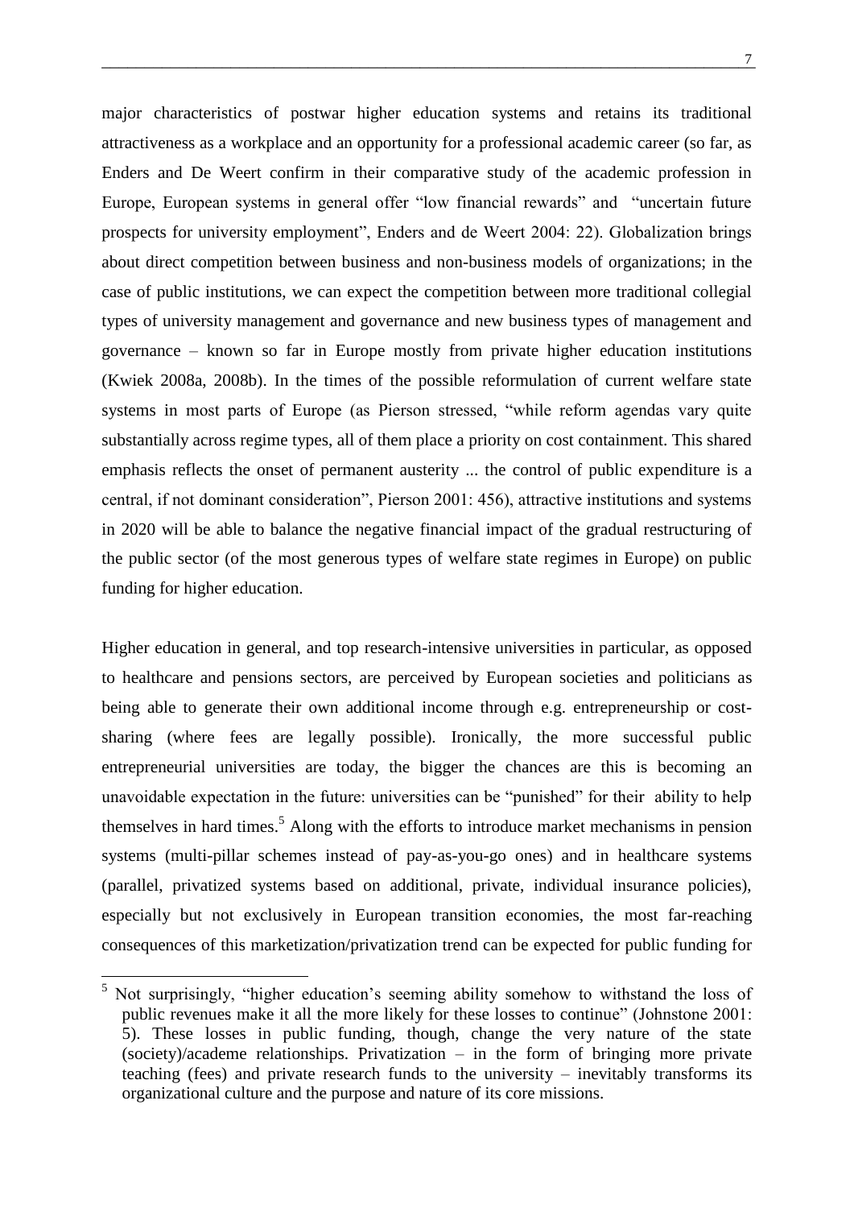major characteristics of postwar higher education systems and retains its traditional attractiveness as a workplace and an opportunity for a professional academic career (so far, as Enders and De Weert confirm in their comparative study of the academic profession in Europe, European systems in general offer "low financial rewards" and "uncertain future prospects for university employment", Enders and de Weert 2004: 22). Globalization brings about direct competition between business and non-business models of organizations; in the case of public institutions, we can expect the competition between more traditional collegial types of university management and governance and new business types of management and governance – known so far in Europe mostly from private higher education institutions (Kwiek 2008a, 2008b). In the times of the possible reformulation of current welfare state systems in most parts of Europe (as Pierson stressed, "while reform agendas vary quite substantially across regime types, all of them place a priority on cost containment. This shared emphasis reflects the onset of permanent austerity ... the control of public expenditure is a central, if not dominant consideration", Pierson 2001: 456), attractive institutions and systems in 2020 will be able to balance the negative financial impact of the gradual restructuring of the public sector (of the most generous types of welfare state regimes in Europe) on public funding for higher education.

Higher education in general, and top research-intensive universities in particular, as opposed to healthcare and pensions sectors, are perceived by European societies and politicians as being able to generate their own additional income through e.g. entrepreneurship or cost-sharing (where fees are legally possible). Ironically, the more successful public entrepreneurial universities are today, the bigger the chances are this is becoming an unavoidable expectation in the future: universities can be "punished" for their ability to help themselves in hard times.[5] Along with the efforts to introduce market mechanisms in pension systems (multi-pillar schemes instead of pay-as-you-go ones) and in healthcare systems (parallel, privatized systems based on additional, private, individual insurance policies), especially but not exclusively in European transition economies, the most far-reaching consequences of this marketization/privatization trend can be expected for public funding for

[5] Not surprisingly, "higher education's seeming ability somehow to withstand the loss of public revenues make it all the more likely for these losses to continue" (Johnstone 2001: 5). These losses in public funding, though, change the very nature of the state (society)/academe relationships. Privatization – in the form of bringing more private teaching (fees) and private research funds to the university – inevitably transforms its organizational culture and the purpose and nature of its core missions.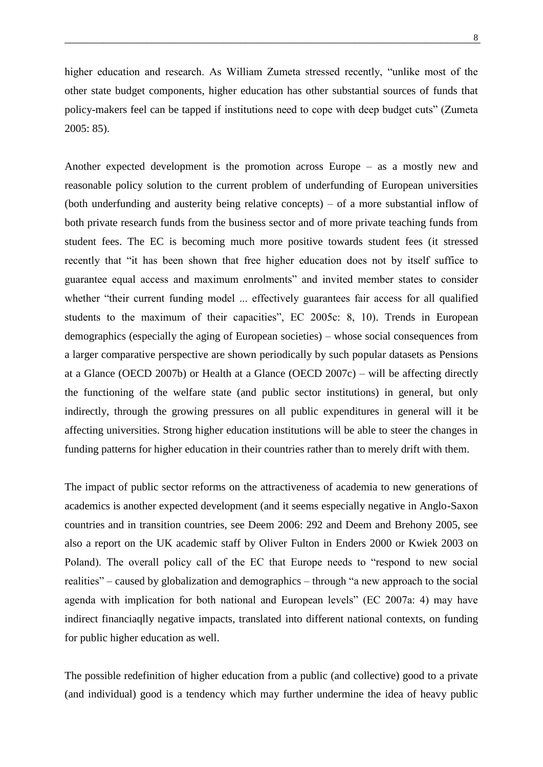higher education and research. As William Zumeta stressed recently, "unlike most of the other state budget components, higher education has other substantial sources of funds that policy-makers feel can be tapped if institutions need to cope with deep budget cuts" (Zumeta 2005: 85).

Another expected development is the promotion across Europe – as a mostly new and reasonable policy solution to the current problem of underfunding of European universities (both underfunding and austerity being relative concepts) – of a more substantial inflow of both private research funds from the business sector and of more private teaching funds from student fees. The EC is becoming much more positive towards student fees (it stressed recently that "it has been shown that free higher education does not by itself suffice to guarantee equal access and maximum enrolments" and invited member states to consider whether "their current funding model ... effectively guarantees fair access for all qualified students to the maximum of their capacities", EC 2005c: 8, 10). Trends in European demographics (especially the aging of European societies) – whose social consequences from a larger comparative perspective are shown periodically by such popular datasets as Pensions at a Glance (OECD 2007b) or Health at a Glance (OECD 2007c) – will be affecting directly the functioning of the welfare state (and public sector institutions) in general, but only indirectly, through the growing pressures on all public expenditures in general will it be affecting universities. Strong higher education institutions will be able to steer the changes in funding patterns for higher education in their countries rather than to merely drift with them.

The impact of public sector reforms on the attractiveness of academia to new generations of academics is another expected development (and it seems especially negative in Anglo-Saxon countries and in transition countries, see Deem 2006: 292 and Deem and Brehony 2005, see also a report on the UK academic staff by Oliver Fulton in Enders 2000 or Kwiek 2003 on Poland). The overall policy call of the EC that Europe needs to "respond to new social realities" – caused by globalization and demographics – through "a new approach to the social agenda with implication for both national and European levels" (EC 2007a: 4) may have indirect financiaqlly negative impacts, translated into different national contexts, on funding for public higher education as well.

The possible redefinition of higher education from a public (and collective) good to a private (and individual) good is a tendency which may further undermine the idea of heavy public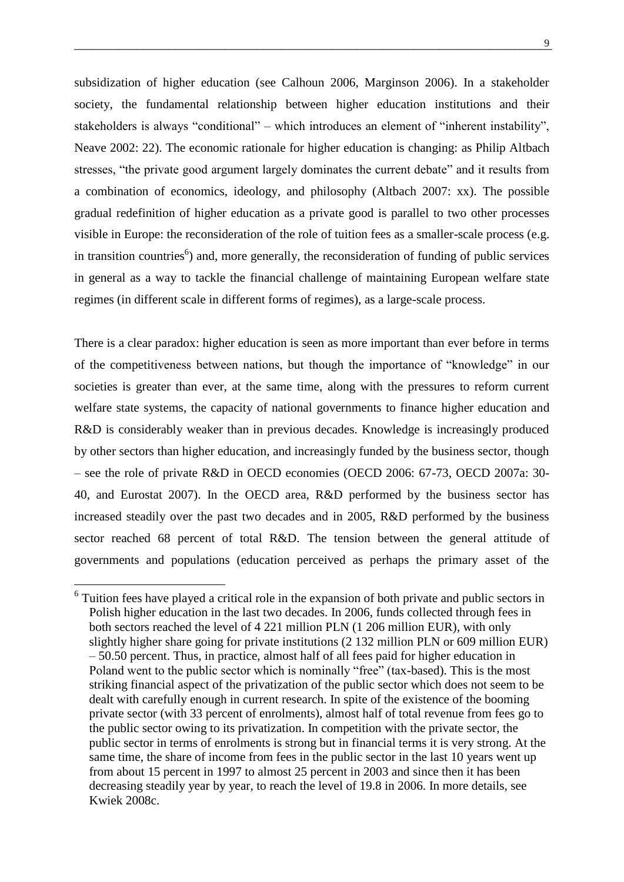subsidization of higher education (see Calhoun 2006, Marginson 2006). In a stakeholder society, the fundamental relationship between higher education institutions and their stakeholders is always "conditional" – which introduces an element of "inherent instability", Neave 2002: 22). The economic rationale for higher education is changing: as Philip Altbach stresses, "the private good argument largely dominates the current debate" and it results from a combination of economics, ideology, and philosophy (Altbach 2007: xx). The possible gradual redefinition of higher education as a private good is parallel to two other processes visible in Europe: the reconsideration of the role of tuition fees as a smaller-scale process (e.g. in transition countries[6]) and, more generally, the reconsideration of funding of public services in general as a way to tackle the financial challenge of maintaining European welfare state regimes (in different scale in different forms of regimes), as a large-scale process.

There is a clear paradox: higher education is seen as more important than ever before in terms of the competitiveness between nations, but though the importance of "knowledge" in our societies is greater than ever, at the same time, along with the pressures to reform current welfare state systems, the capacity of national governments to finance higher education and R&D is considerably weaker than in previous decades. Knowledge is increasingly produced by other sectors than higher education, and increasingly funded by the business sector, though – see the role of private R&D in OECD economies (OECD 2006: 67-73, OECD 2007a: 30-40, and Eurostat 2007). In the OECD area, R&D performed by the business sector has increased steadily over the past two decades and in 2005, R&D performed by the business sector reached 68 percent of total R&D. The tension between the general attitude of governments and populations (education perceived as perhaps the primary asset of the

---

[6] Tuition fees have played a critical role in the expansion of both private and public sectors in Polish higher education in the last two decades. In 2006, funds collected through fees in both sectors reached the level of 4 221 million PLN (1 206 million EUR), with only slightly higher share going for private institutions (2 132 million PLN or 609 million EUR) – 50.50 percent. Thus, in practice, almost half of all fees paid for higher education in Poland went to the public sector which is nominally "free" (tax-based). This is the most striking financial aspect of the privatization of the public sector which does not seem to be dealt with carefully enough in current research. In spite of the existence of the booming private sector (with 33 percent of enrolments), almost half of total revenue from fees go to the public sector owing to its privatization. In competition with the private sector, the public sector in terms of enrolments is strong but in financial terms it is very strong. At the same time, the share of income from fees in the public sector in the last 10 years went up from about 15 percent in 1997 to almost 25 percent in 2003 and since then it has been decreasing steadily year by year, to reach the level of 19.8 in 2006. In more details, see Kwiek 2008c.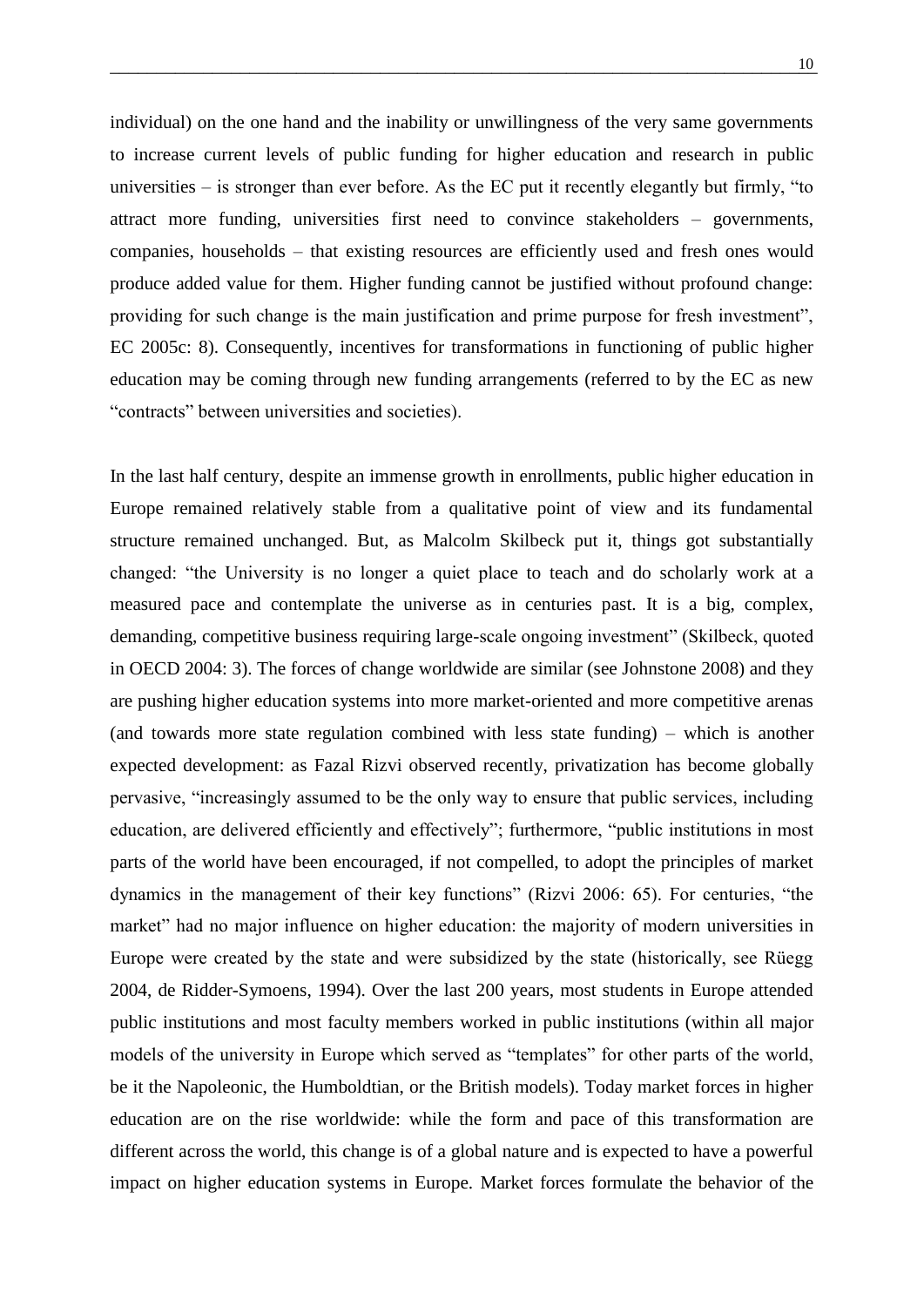individual) on the one hand and the inability or unwillingness of the very same governments to increase current levels of public funding for higher education and research in public universities – is stronger than ever before. As the EC put it recently elegantly but firmly, "to attract more funding, universities first need to convince stakeholders – governments, companies, households – that existing resources are efficiently used and fresh ones would produce added value for them. Higher funding cannot be justified without profound change: providing for such change is the main justification and prime purpose for fresh investment", EC 2005c: 8). Consequently, incentives for transformations in functioning of public higher education may be coming through new funding arrangements (referred to by the EC as new "contracts" between universities and societies).

In the last half century, despite an immense growth in enrollments, public higher education in Europe remained relatively stable from a qualitative point of view and its fundamental structure remained unchanged. But, as Malcolm Skilbeck put it, things got substantially changed: "the University is no longer a quiet place to teach and do scholarly work at a measured pace and contemplate the universe as in centuries past. It is a big, complex, demanding, competitive business requiring large-scale ongoing investment" (Skilbeck, quoted in OECD 2004: 3). The forces of change worldwide are similar (see Johnstone 2008) and they are pushing higher education systems into more market-oriented and more competitive arenas (and towards more state regulation combined with less state funding) – which is another expected development: as Fazal Rizvi observed recently, privatization has become globally pervasive, "increasingly assumed to be the only way to ensure that public services, including education, are delivered efficiently and effectively"; furthermore, "public institutions in most parts of the world have been encouraged, if not compelled, to adopt the principles of market dynamics in the management of their key functions" (Rizvi 2006: 65). For centuries, "the market" had no major influence on higher education: the majority of modern universities in Europe were created by the state and were subsidized by the state (historically, see Rüegg 2004, de Ridder-Symoens, 1994). Over the last 200 years, most students in Europe attended public institutions and most faculty members worked in public institutions (within all major models of the university in Europe which served as "templates" for other parts of the world, be it the Napoleonic, the Humboldtian, or the British models). Today market forces in higher education are on the rise worldwide: while the form and pace of this transformation are different across the world, this change is of a global nature and is expected to have a powerful impact on higher education systems in Europe. Market forces formulate the behavior of the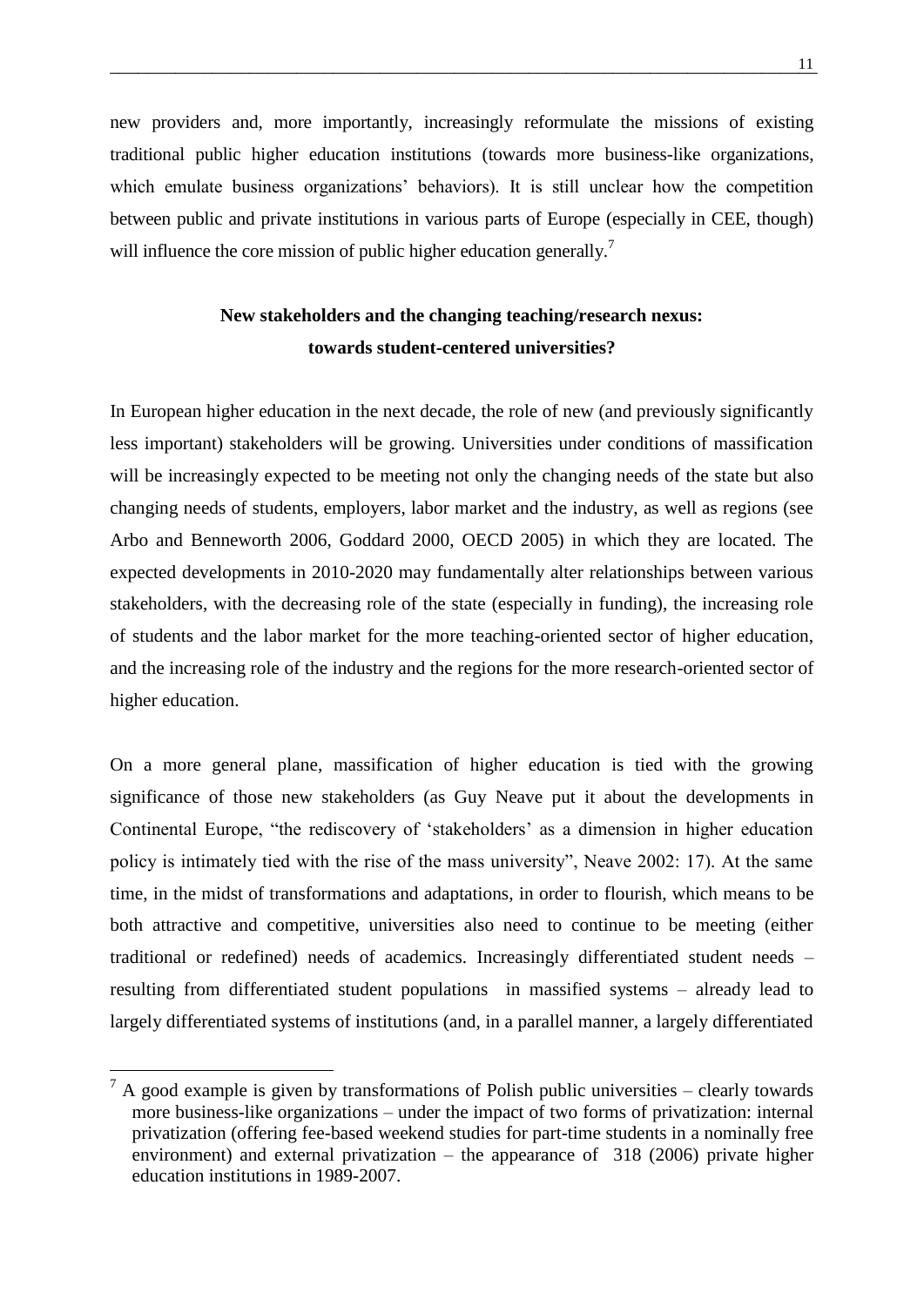new providers and, more importantly, increasingly reformulate the missions of existing traditional public higher education institutions (towards more business-like organizations, which emulate business organizations' behaviors). It is still unclear how the competition between public and private institutions in various parts of Europe (especially in CEE, though) will influence the core mission of public higher education generally.[7]

## New stakeholders and the changing teaching/research nexus: towards student-centered universities?

In European higher education in the next decade, the role of new (and previously significantly less important) stakeholders will be growing. Universities under conditions of massification will be increasingly expected to be meeting not only the changing needs of the state but also changing needs of students, employers, labor market and the industry, as well as regions (see Arbo and Benneworth 2006, Goddard 2000, OECD 2005) in which they are located. The expected developments in 2010-2020 may fundamentally alter relationships between various stakeholders, with the decreasing role of the state (especially in funding), the increasing role of students and the labor market for the more teaching-oriented sector of higher education, and the increasing role of the industry and the regions for the more research-oriented sector of higher education.

On a more general plane, massification of higher education is tied with the growing significance of those new stakeholders (as Guy Neave put it about the developments in Continental Europe, "the rediscovery of 'stakeholders' as a dimension in higher education policy is intimately tied with the rise of the mass university", Neave 2002: 17). At the same time, in the midst of transformations and adaptations, in order to flourish, which means to be both attractive and competitive, universities also need to continue to be meeting (either traditional or redefined) needs of academics. Increasingly differentiated student needs – resulting from differentiated student populations in massified systems – already lead to largely differentiated systems of institutions (and, in a parallel manner, a largely differentiated

[7] A good example is given by transformations of Polish public universities – clearly towards more business-like organizations – under the impact of two forms of privatization: internal privatization (offering fee-based weekend studies for part-time students in a nominally free environment) and external privatization – the appearance of 318 (2006) private higher education institutions in 1989-2007.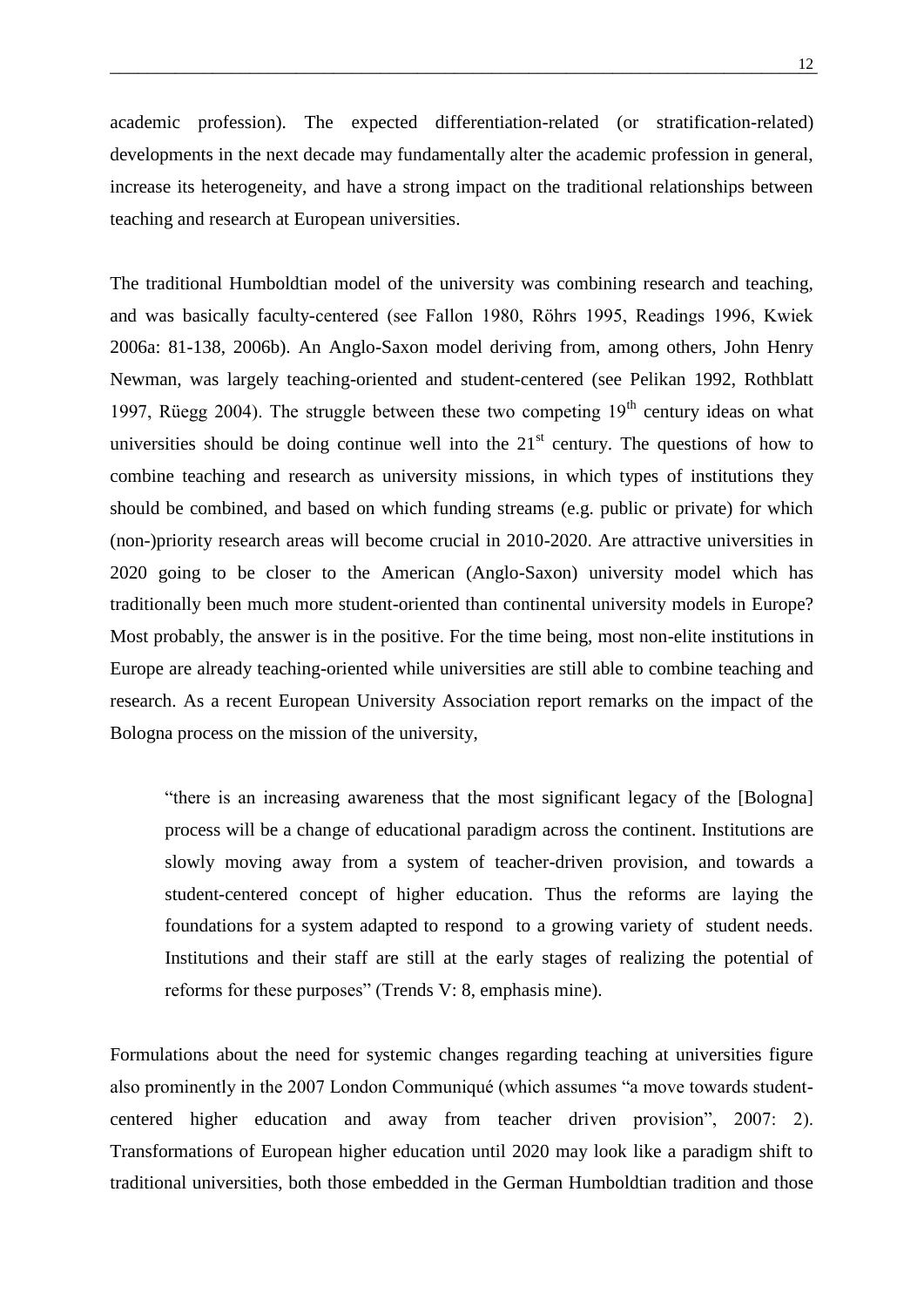academic profession). The expected differentiation-related (or stratification-related) developments in the next decade may fundamentally alter the academic profession in general, increase its heterogeneity, and have a strong impact on the traditional relationships between teaching and research at European universities.

The traditional Humboldtian model of the university was combining research and teaching, and was basically faculty-centered (see Fallon 1980, Röhrs 1995, Readings 1996, Kwiek 2006a: 81-138, 2006b). An Anglo-Saxon model deriving from, among others, John Henry Newman, was largely teaching-oriented and student-centered (see Pelikan 1992, Rothblatt 1997, Rüegg 2004). The struggle between these two competing 19th century ideas on what universities should be doing continue well into the 21st century. The questions of how to combine teaching and research as university missions, in which types of institutions they should be combined, and based on which funding streams (e.g. public or private) for which (non-)priority research areas will become crucial in 2010-2020. Are attractive universities in 2020 going to be closer to the American (Anglo-Saxon) university model which has traditionally been much more student-oriented than continental university models in Europe? Most probably, the answer is in the positive. For the time being, most non-elite institutions in Europe are already teaching-oriented while universities are still able to combine teaching and research. As a recent European University Association report remarks on the impact of the Bologna process on the mission of the university,

> "there is an increasing awareness that the most significant legacy of the [Bologna] process will be a change of educational paradigm across the continent. Institutions are slowly moving away from a system of teacher-driven provision, and towards a student-centered concept of higher education. Thus the reforms are laying the foundations for a system adapted to respond to a growing variety of student needs. Institutions and their staff are still at the early stages of realizing the potential of reforms for these purposes" (Trends V: 8, emphasis mine).

Formulations about the need for systemic changes regarding teaching at universities figure also prominently in the 2007 London Communiqué (which assumes "a move towards student-centered higher education and away from teacher driven provision", 2007: 2). Transformations of European higher education until 2020 may look like a paradigm shift to traditional universities, both those embedded in the German Humboldtian tradition and those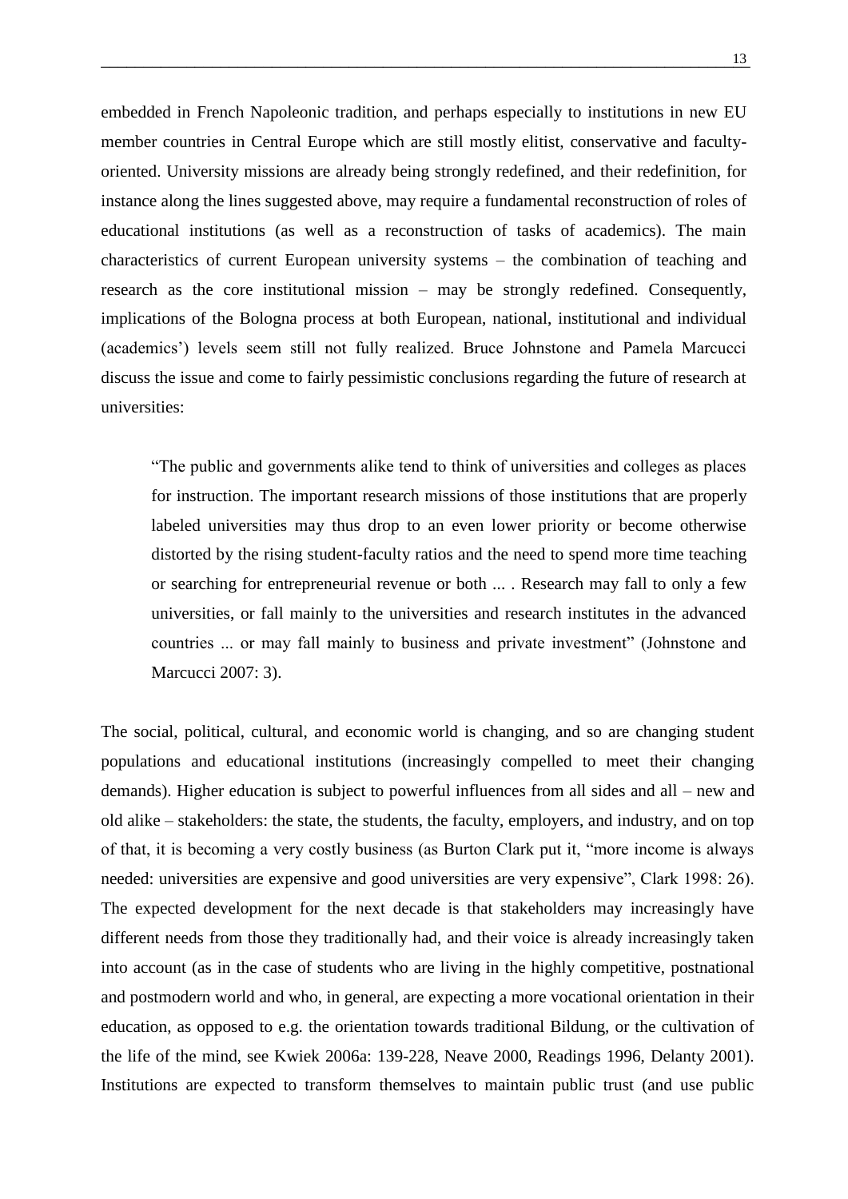embedded in French Napoleonic tradition, and perhaps especially to institutions in new EU member countries in Central Europe which are still mostly elitist, conservative and faculty-oriented. University missions are already being strongly redefined, and their redefinition, for instance along the lines suggested above, may require a fundamental reconstruction of roles of educational institutions (as well as a reconstruction of tasks of academics). The main characteristics of current European university systems – the combination of teaching and research as the core institutional mission – may be strongly redefined. Consequently, implications of the Bologna process at both European, national, institutional and individual (academics') levels seem still not fully realized. Bruce Johnstone and Pamela Marcucci discuss the issue and come to fairly pessimistic conclusions regarding the future of research at universities:

> "The public and governments alike tend to think of universities and colleges as places for instruction. The important research missions of those institutions that are properly labeled universities may thus drop to an even lower priority or become otherwise distorted by the rising student-faculty ratios and the need to spend more time teaching or searching for entrepreneurial revenue or both ... . Research may fall to only a few universities, or fall mainly to the universities and research institutes in the advanced countries ... or may fall mainly to business and private investment" (Johnstone and Marcucci 2007: 3).

The social, political, cultural, and economic world is changing, and so are changing student populations and educational institutions (increasingly compelled to meet their changing demands). Higher education is subject to powerful influences from all sides and all – new and old alike – stakeholders: the state, the students, the faculty, employers, and industry, and on top of that, it is becoming a very costly business (as Burton Clark put it, "more income is always needed: universities are expensive and good universities are very expensive", Clark 1998: 26). The expected development for the next decade is that stakeholders may increasingly have different needs from those they traditionally had, and their voice is already increasingly taken into account (as in the case of students who are living in the highly competitive, postnational and postmodern world and who, in general, are expecting a more vocational orientation in their education, as opposed to e.g. the orientation towards traditional Bildung, or the cultivation of the life of the mind, see Kwiek 2006a: 139-228, Neave 2000, Readings 1996, Delanty 2001). Institutions are expected to transform themselves to maintain public trust (and use public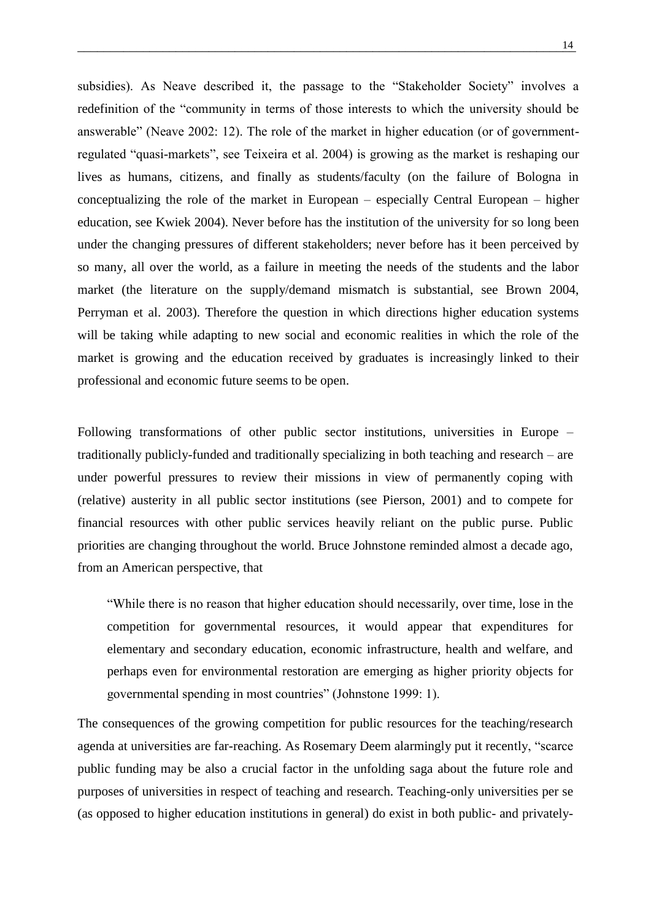subsidies). As Neave described it, the passage to the "Stakeholder Society" involves a redefinition of the "community in terms of those interests to which the university should be answerable" (Neave 2002: 12). The role of the market in higher education (or of government-regulated "quasi-markets", see Teixeira et al. 2004) is growing as the market is reshaping our lives as humans, citizens, and finally as students/faculty (on the failure of Bologna in conceptualizing the role of the market in European – especially Central European – higher education, see Kwiek 2004). Never before has the institution of the university for so long been under the changing pressures of different stakeholders; never before has it been perceived by so many, all over the world, as a failure in meeting the needs of the students and the labor market (the literature on the supply/demand mismatch is substantial, see Brown 2004, Perryman et al. 2003). Therefore the question in which directions higher education systems will be taking while adapting to new social and economic realities in which the role of the market is growing and the education received by graduates is increasingly linked to their professional and economic future seems to be open.

Following transformations of other public sector institutions, universities in Europe – traditionally publicly-funded and traditionally specializing in both teaching and research – are under powerful pressures to review their missions in view of permanently coping with (relative) austerity in all public sector institutions (see Pierson, 2001) and to compete for financial resources with other public services heavily reliant on the public purse. Public priorities are changing throughout the world. Bruce Johnstone reminded almost a decade ago, from an American perspective, that

> "While there is no reason that higher education should necessarily, over time, lose in the competition for governmental resources, it would appear that expenditures for elementary and secondary education, economic infrastructure, health and welfare, and perhaps even for environmental restoration are emerging as higher priority objects for governmental spending in most countries" (Johnstone 1999: 1).

The consequences of the growing competition for public resources for the teaching/research agenda at universities are far-reaching. As Rosemary Deem alarmingly put it recently, "scarce public funding may be also a crucial factor in the unfolding saga about the future role and purposes of universities in respect of teaching and research. Teaching-only universities per se (as opposed to higher education institutions in general) do exist in both public- and privately-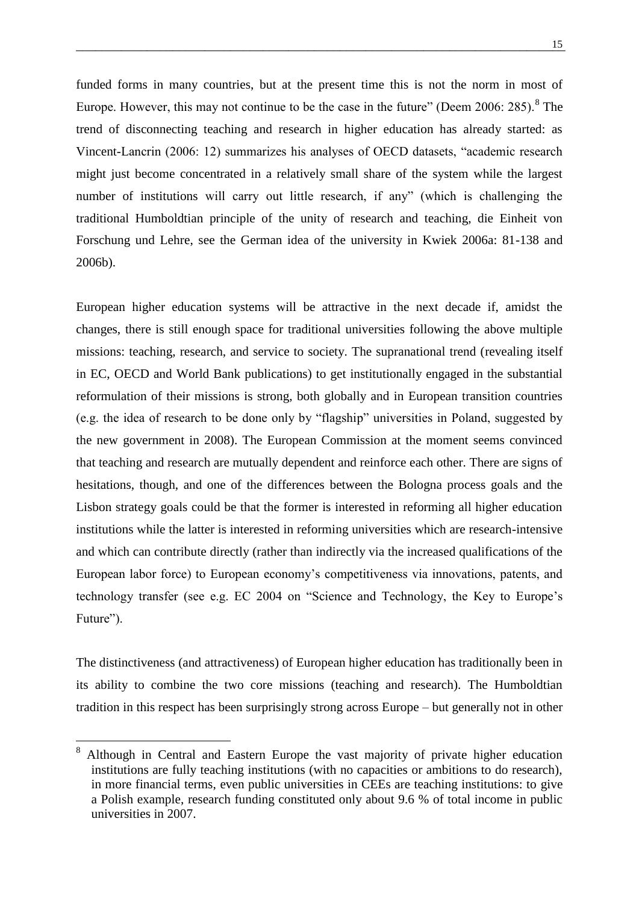funded forms in many countries, but at the present time this is not the norm in most of Europe. However, this may not continue to be the case in the future" (Deem 2006: 285).[8] The trend of disconnecting teaching and research in higher education has already started: as Vincent-Lancrin (2006: 12) summarizes his analyses of OECD datasets, "academic research might just become concentrated in a relatively small share of the system while the largest number of institutions will carry out little research, if any" (which is challenging the traditional Humboldtian principle of the unity of research and teaching, die Einheit von Forschung und Lehre, see the German idea of the university in Kwiek 2006a: 81-138 and 2006b).

European higher education systems will be attractive in the next decade if, amidst the changes, there is still enough space for traditional universities following the above multiple missions: teaching, research, and service to society. The supranational trend (revealing itself in EC, OECD and World Bank publications) to get institutionally engaged in the substantial reformulation of their missions is strong, both globally and in European transition countries (e.g. the idea of research to be done only by "flagship" universities in Poland, suggested by the new government in 2008). The European Commission at the moment seems convinced that teaching and research are mutually dependent and reinforce each other. There are signs of hesitations, though, and one of the differences between the Bologna process goals and the Lisbon strategy goals could be that the former is interested in reforming all higher education institutions while the latter is interested in reforming universities which are research-intensive and which can contribute directly (rather than indirectly via the increased qualifications of the European labor force) to European economy's competitiveness via innovations, patents, and technology transfer (see e.g. EC 2004 on "Science and Technology, the Key to Europe's Future").

The distinctiveness (and attractiveness) of European higher education has traditionally been in its ability to combine the two core missions (teaching and research). The Humboldtian tradition in this respect has been surprisingly strong across Europe – but generally not in other

---

[8] Although in Central and Eastern Europe the vast majority of private higher education institutions are fully teaching institutions (with no capacities or ambitions to do research), in more financial terms, even public universities in CEEs are teaching institutions: to give a Polish example, research funding constituted only about 9.6 % of total income in public universities in 2007.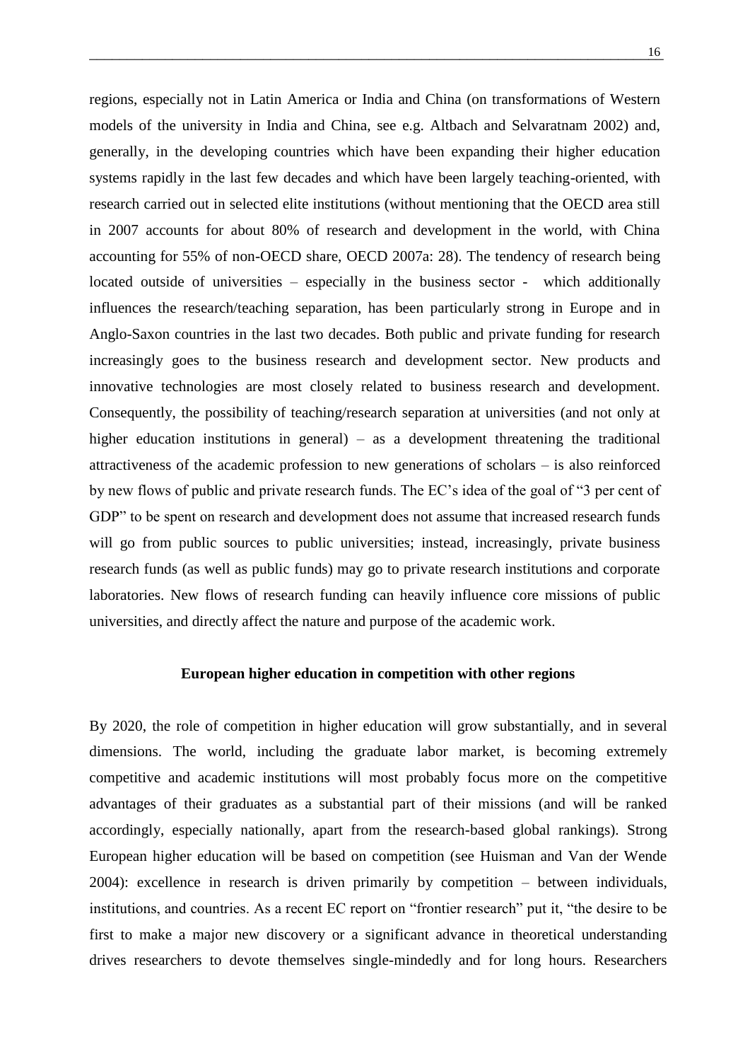regions, especially not in Latin America or India and China (on transformations of Western models of the university in India and China, see e.g. Altbach and Selvaratnam 2002) and, generally, in the developing countries which have been expanding their higher education systems rapidly in the last few decades and which have been largely teaching-oriented, with research carried out in selected elite institutions (without mentioning that the OECD area still in 2007 accounts for about 80% of research and development in the world, with China accounting for 55% of non-OECD share, OECD 2007a: 28). The tendency of research being located outside of universities – especially in the business sector - which additionally influences the research/teaching separation, has been particularly strong in Europe and in Anglo-Saxon countries in the last two decades. Both public and private funding for research increasingly goes to the business research and development sector. New products and innovative technologies are most closely related to business research and development. Consequently, the possibility of teaching/research separation at universities (and not only at higher education institutions in general) – as a development threatening the traditional attractiveness of the academic profession to new generations of scholars – is also reinforced by new flows of public and private research funds. The EC's idea of the goal of "3 per cent of GDP" to be spent on research and development does not assume that increased research funds will go from public sources to public universities; instead, increasingly, private business research funds (as well as public funds) may go to private research institutions and corporate laboratories. New flows of research funding can heavily influence core missions of public universities, and directly affect the nature and purpose of the academic work.

**European higher education in competition with other regions**

By 2020, the role of competition in higher education will grow substantially, and in several dimensions. The world, including the graduate labor market, is becoming extremely competitive and academic institutions will most probably focus more on the competitive advantages of their graduates as a substantial part of their missions (and will be ranked accordingly, especially nationally, apart from the research-based global rankings). Strong European higher education will be based on competition (see Huisman and Van der Wende 2004): excellence in research is driven primarily by competition – between individuals, institutions, and countries. As a recent EC report on "frontier research" put it, "the desire to be first to make a major new discovery or a significant advance in theoretical understanding drives researchers to devote themselves single-mindedly and for long hours. Researchers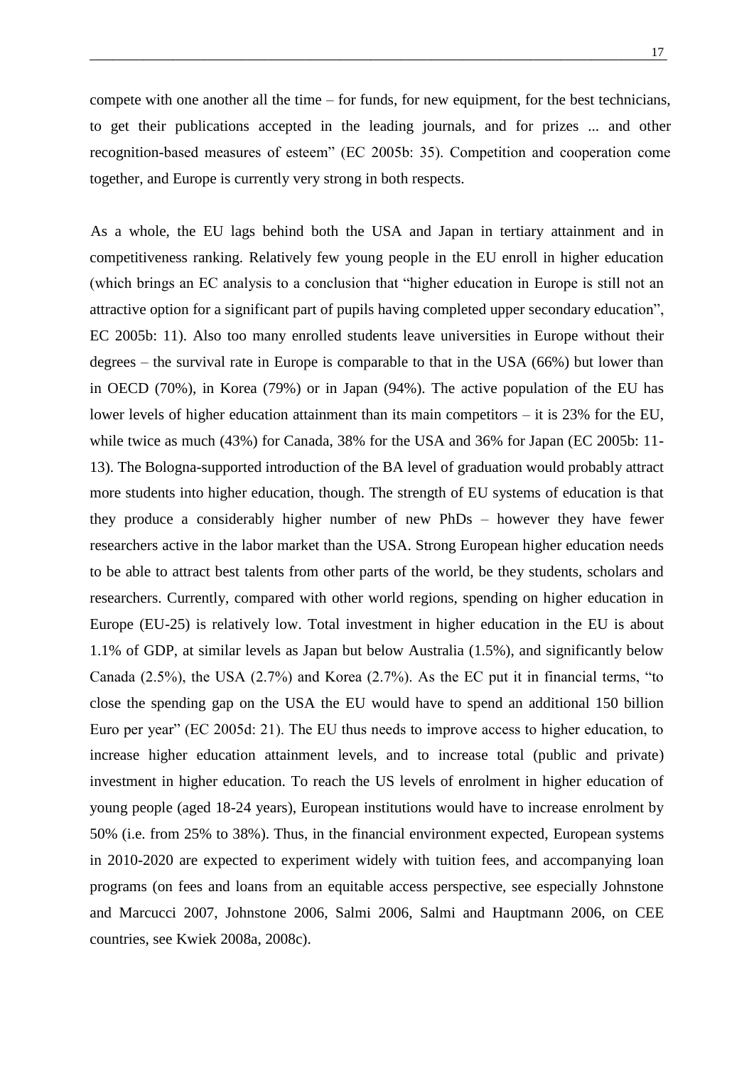compete with one another all the time – for funds, for new equipment, for the best technicians, to get their publications accepted in the leading journals, and for prizes ... and other recognition-based measures of esteem" (EC 2005b: 35). Competition and cooperation come together, and Europe is currently very strong in both respects.

As a whole, the EU lags behind both the USA and Japan in tertiary attainment and in competitiveness ranking. Relatively few young people in the EU enroll in higher education (which brings an EC analysis to a conclusion that "higher education in Europe is still not an attractive option for a significant part of pupils having completed upper secondary education", EC 2005b: 11). Also too many enrolled students leave universities in Europe without their degrees – the survival rate in Europe is comparable to that in the USA (66%) but lower than in OECD (70%), in Korea (79%) or in Japan (94%). The active population of the EU has lower levels of higher education attainment than its main competitors – it is 23% for the EU, while twice as much (43%) for Canada, 38% for the USA and 36% for Japan (EC 2005b: 11-13). The Bologna-supported introduction of the BA level of graduation would probably attract more students into higher education, though. The strength of EU systems of education is that they produce a considerably higher number of new PhDs – however they have fewer researchers active in the labor market than the USA. Strong European higher education needs to be able to attract best talents from other parts of the world, be they students, scholars and researchers. Currently, compared with other world regions, spending on higher education in Europe (EU-25) is relatively low. Total investment in higher education in the EU is about 1.1% of GDP, at similar levels as Japan but below Australia (1.5%), and significantly below Canada (2.5%), the USA (2.7%) and Korea (2.7%). As the EC put it in financial terms, "to close the spending gap on the USA the EU would have to spend an additional 150 billion Euro per year" (EC 2005d: 21). The EU thus needs to improve access to higher education, to increase higher education attainment levels, and to increase total (public and private) investment in higher education. To reach the US levels of enrolment in higher education of young people (aged 18-24 years), European institutions would have to increase enrolment by 50% (i.e. from 25% to 38%). Thus, in the financial environment expected, European systems in 2010-2020 are expected to experiment widely with tuition fees, and accompanying loan programs (on fees and loans from an equitable access perspective, see especially Johnstone and Marcucci 2007, Johnstone 2006, Salmi 2006, Salmi and Hauptmann 2006, on CEE countries, see Kwiek 2008a, 2008c).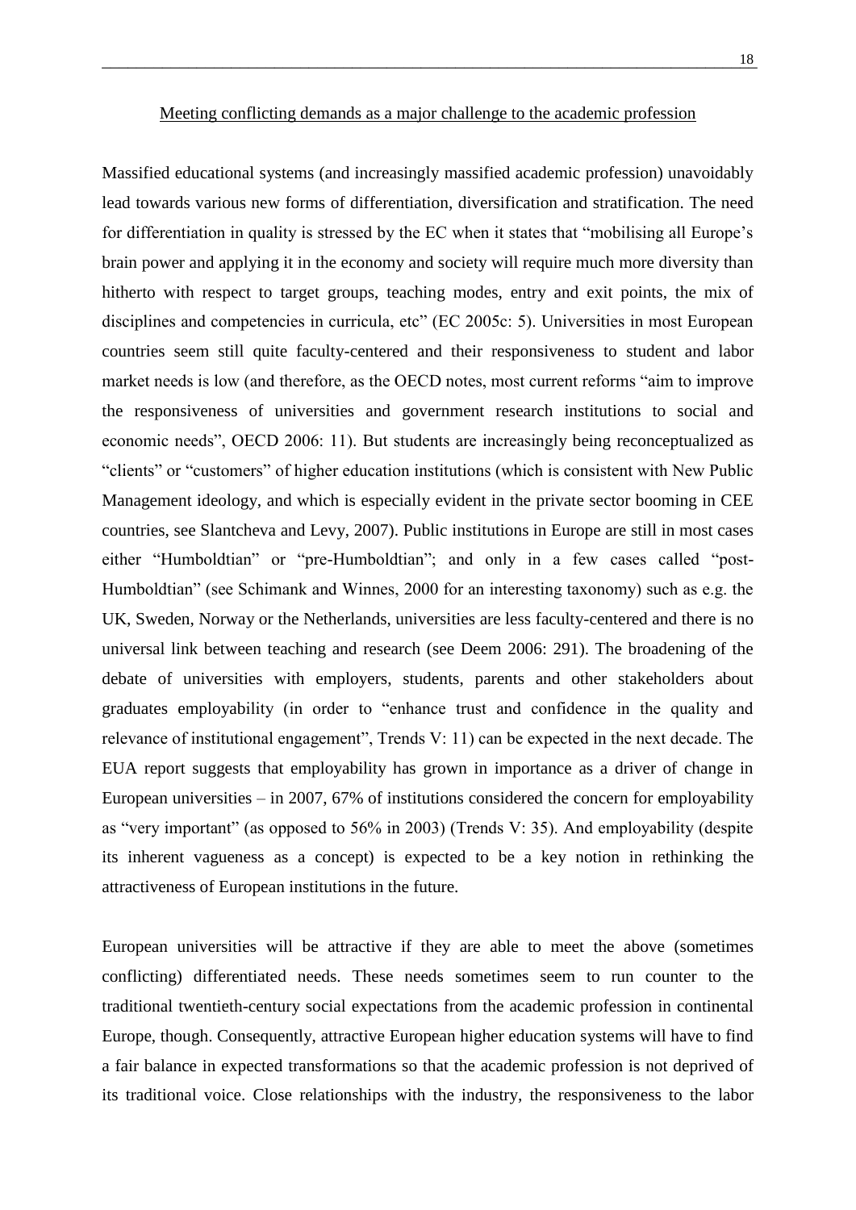## Meeting conflicting demands as a major challenge to the academic profession

Massified educational systems (and increasingly massified academic profession) unavoidably lead towards various new forms of differentiation, diversification and stratification. The need for differentiation in quality is stressed by the EC when it states that "mobilising all Europe's brain power and applying it in the economy and society will require much more diversity than hitherto with respect to target groups, teaching modes, entry and exit points, the mix of disciplines and competencies in curricula, etc" (EC 2005c: 5). Universities in most European countries seem still quite faculty-centered and their responsiveness to student and labor market needs is low (and therefore, as the OECD notes, most current reforms "aim to improve the responsiveness of universities and government research institutions to social and economic needs", OECD 2006: 11). But students are increasingly being reconceptualized as "clients" or "customers" of higher education institutions (which is consistent with New Public Management ideology, and which is especially evident in the private sector booming in CEE countries, see Slantcheva and Levy, 2007). Public institutions in Europe are still in most cases either "Humboldtian" or "pre-Humboldtian"; and only in a few cases called "post-Humboldtian" (see Schimank and Winnes, 2000 for an interesting taxonomy) such as e.g. the UK, Sweden, Norway or the Netherlands, universities are less faculty-centered and there is no universal link between teaching and research (see Deem 2006: 291). The broadening of the debate of universities with employers, students, parents and other stakeholders about graduates employability (in order to "enhance trust and confidence in the quality and relevance of institutional engagement", Trends V: 11) can be expected in the next decade. The EUA report suggests that employability has grown in importance as a driver of change in European universities – in 2007, 67% of institutions considered the concern for employability as "very important" (as opposed to 56% in 2003) (Trends V: 35). And employability (despite its inherent vagueness as a concept) is expected to be a key notion in rethinking the attractiveness of European institutions in the future.

European universities will be attractive if they are able to meet the above (sometimes conflicting) differentiated needs. These needs sometimes seem to run counter to the traditional twentieth-century social expectations from the academic profession in continental Europe, though. Consequently, attractive European higher education systems will have to find a fair balance in expected transformations so that the academic profession is not deprived of its traditional voice. Close relationships with the industry, the responsiveness to the labor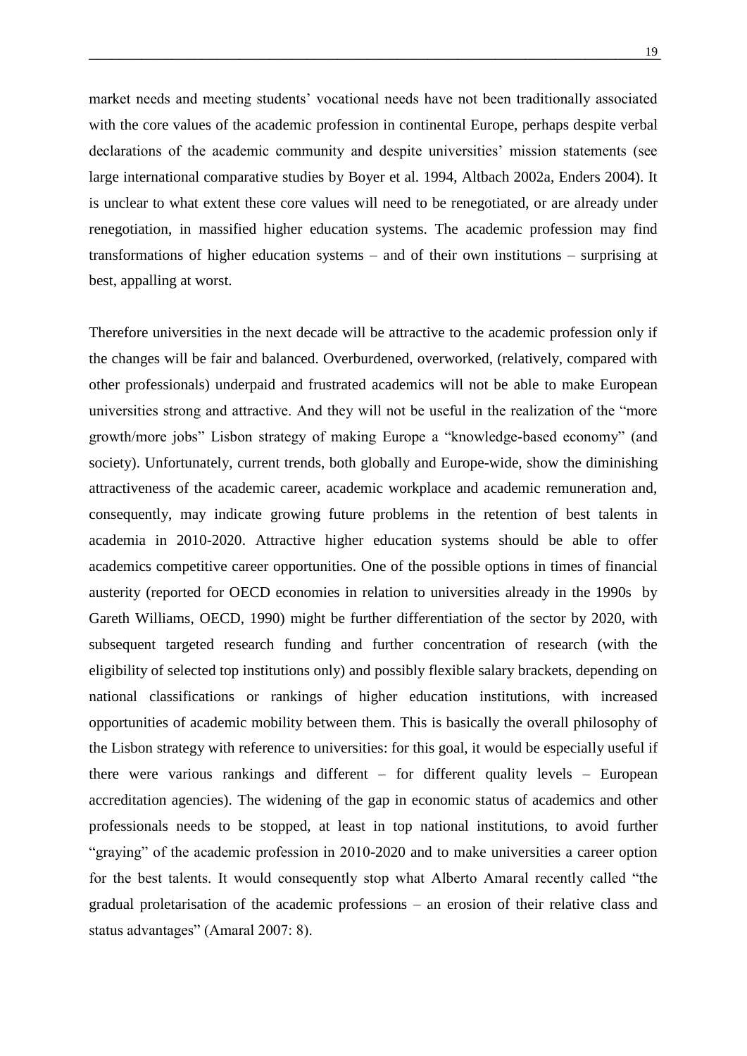market needs and meeting students' vocational needs have not been traditionally associated with the core values of the academic profession in continental Europe, perhaps despite verbal declarations of the academic community and despite universities' mission statements (see large international comparative studies by Boyer et al. 1994, Altbach 2002a, Enders 2004). It is unclear to what extent these core values will need to be renegotiated, or are already under renegotiation, in massified higher education systems. The academic profession may find transformations of higher education systems – and of their own institutions – surprising at best, appalling at worst.

Therefore universities in the next decade will be attractive to the academic profession only if the changes will be fair and balanced. Overburdened, overworked, (relatively, compared with other professionals) underpaid and frustrated academics will not be able to make European universities strong and attractive. And they will not be useful in the realization of the "more growth/more jobs" Lisbon strategy of making Europe a "knowledge-based economy" (and society). Unfortunately, current trends, both globally and Europe-wide, show the diminishing attractiveness of the academic career, academic workplace and academic remuneration and, consequently, may indicate growing future problems in the retention of best talents in academia in 2010-2020. Attractive higher education systems should be able to offer academics competitive career opportunities. One of the possible options in times of financial austerity (reported for OECD economies in relation to universities already in the 1990s by Gareth Williams, OECD, 1990) might be further differentiation of the sector by 2020, with subsequent targeted research funding and further concentration of research (with the eligibility of selected top institutions only) and possibly flexible salary brackets, depending on national classifications or rankings of higher education institutions, with increased opportunities of academic mobility between them. This is basically the overall philosophy of the Lisbon strategy with reference to universities: for this goal, it would be especially useful if there were various rankings and different – for different quality levels – European accreditation agencies). The widening of the gap in economic status of academics and other professionals needs to be stopped, at least in top national institutions, to avoid further "graying" of the academic profession in 2010-2020 and to make universities a career option for the best talents. It would consequently stop what Alberto Amaral recently called "the gradual proletarisation of the academic professions – an erosion of their relative class and status advantages" (Amaral 2007: 8).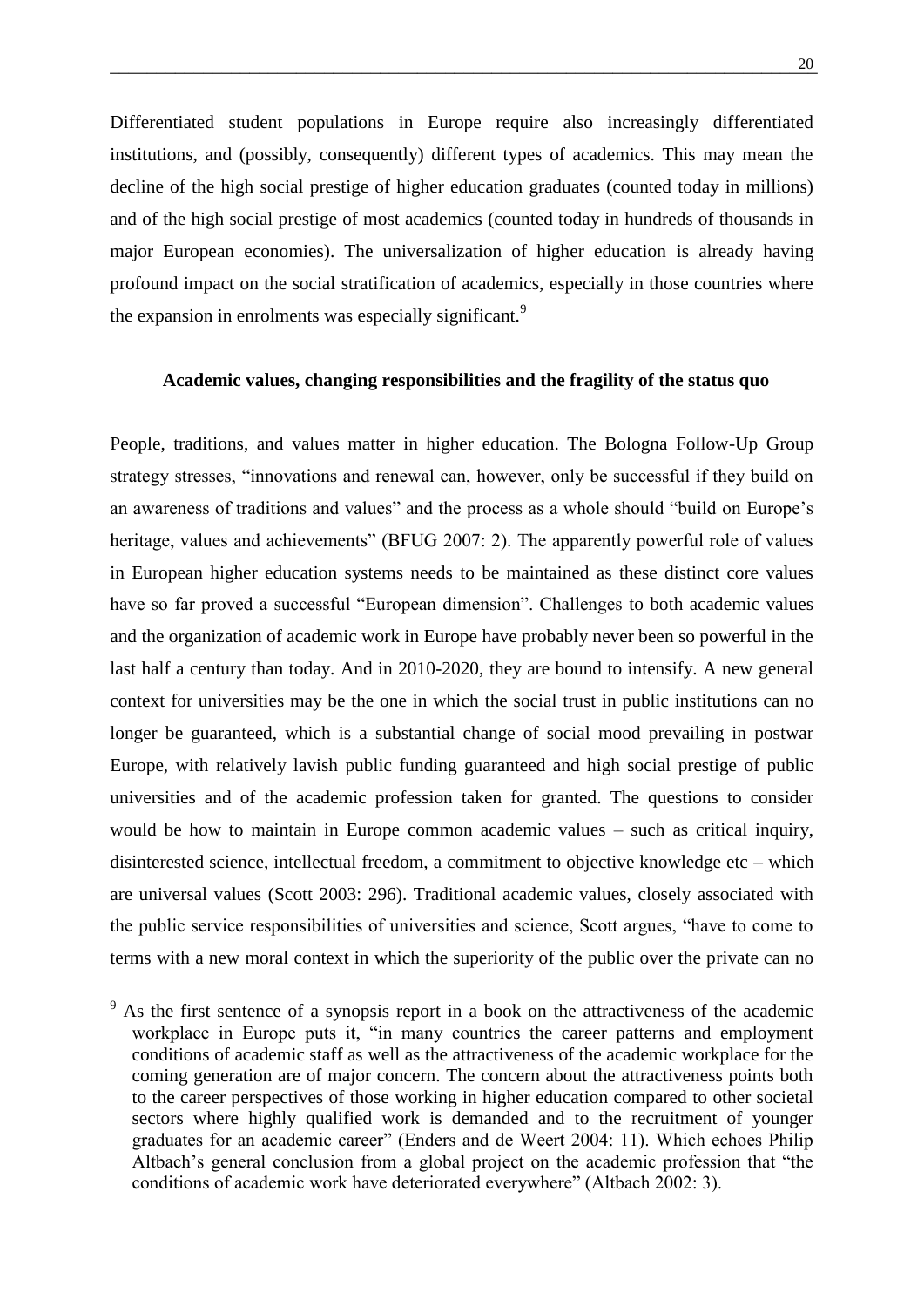Differentiated student populations in Europe require also increasingly differentiated institutions, and (possibly, consequently) different types of academics. This may mean the decline of the high social prestige of higher education graduates (counted today in millions) and of the high social prestige of most academics (counted today in hundreds of thousands in major European economies). The universalization of higher education is already having profound impact on the social stratification of academics, especially in those countries where the expansion in enrolments was especially significant.[9]

### Academic values, changing responsibilities and the fragility of the status quo

People, traditions, and values matter in higher education. The Bologna Follow-Up Group strategy stresses, "innovations and renewal can, however, only be successful if they build on an awareness of traditions and values" and the process as a whole should "build on Europe's heritage, values and achievements" (BFUG 2007: 2). The apparently powerful role of values in European higher education systems needs to be maintained as these distinct core values have so far proved a successful "European dimension". Challenges to both academic values and the organization of academic work in Europe have probably never been so powerful in the last half a century than today. And in 2010-2020, they are bound to intensify. A new general context for universities may be the one in which the social trust in public institutions can no longer be guaranteed, which is a substantial change of social mood prevailing in postwar Europe, with relatively lavish public funding guaranteed and high social prestige of public universities and of the academic profession taken for granted. The questions to consider would be how to maintain in Europe common academic values – such as critical inquiry, disinterested science, intellectual freedom, a commitment to objective knowledge etc – which are universal values (Scott 2003: 296). Traditional academic values, closely associated with the public service responsibilities of universities and science, Scott argues, "have to come to terms with a new moral context in which the superiority of the public over the private can no

---

[9] As the first sentence of a synopsis report in a book on the attractiveness of the academic workplace in Europe puts it, "in many countries the career patterns and employment conditions of academic staff as well as the attractiveness of the academic workplace for the coming generation are of major concern. The concern about the attractiveness points both to the career perspectives of those working in higher education compared to other societal sectors where highly qualified work is demanded and to the recruitment of younger graduates for an academic career" (Enders and de Weert 2004: 11). Which echoes Philip Altbach's general conclusion from a global project on the academic profession that "the conditions of academic work have deteriorated everywhere" (Altbach 2002: 3).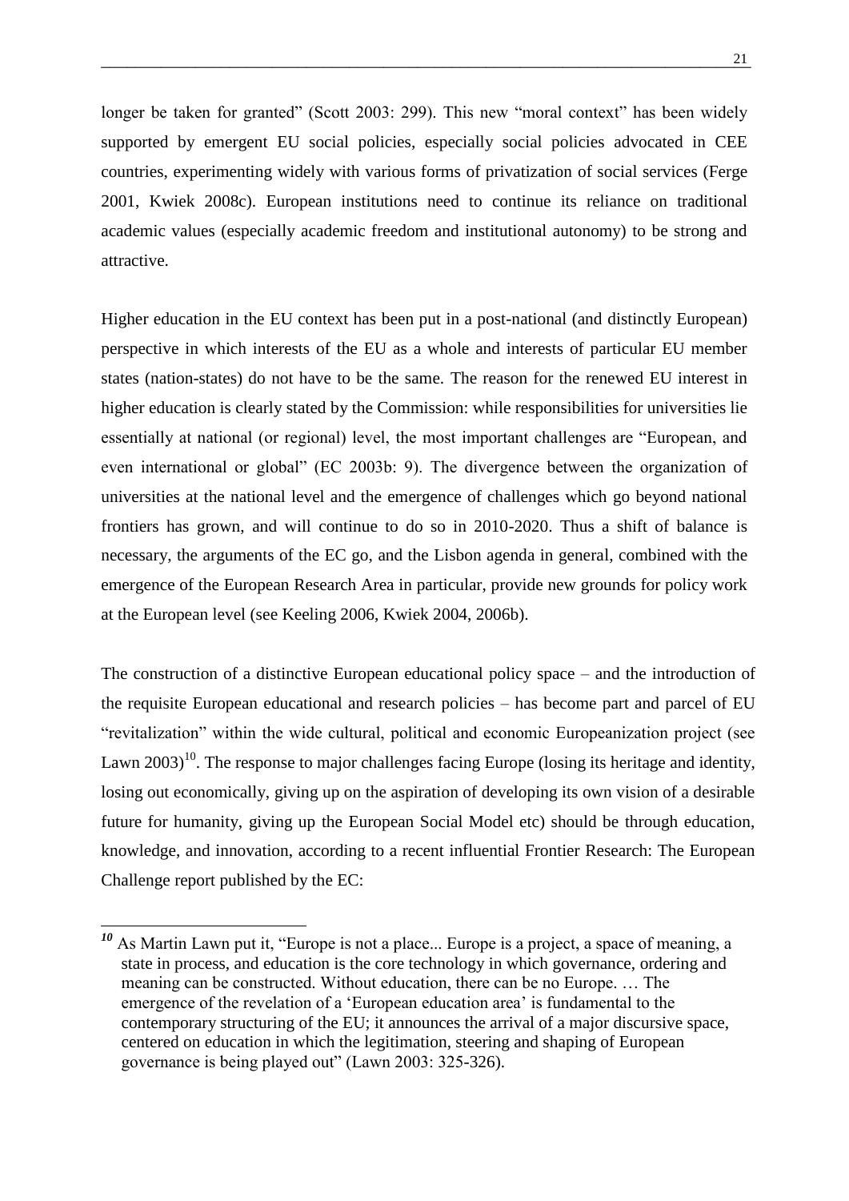longer be taken for granted" (Scott 2003: 299). This new "moral context" has been widely supported by emergent EU social policies, especially social policies advocated in CEE countries, experimenting widely with various forms of privatization of social services (Ferge 2001, Kwiek 2008c). European institutions need to continue its reliance on traditional academic values (especially academic freedom and institutional autonomy) to be strong and attractive.

Higher education in the EU context has been put in a post-national (and distinctly European) perspective in which interests of the EU as a whole and interests of particular EU member states (nation-states) do not have to be the same. The reason for the renewed EU interest in higher education is clearly stated by the Commission: while responsibilities for universities lie essentially at national (or regional) level, the most important challenges are "European, and even international or global" (EC 2003b: 9). The divergence between the organization of universities at the national level and the emergence of challenges which go beyond national frontiers has grown, and will continue to do so in 2010-2020. Thus a shift of balance is necessary, the arguments of the EC go, and the Lisbon agenda in general, combined with the emergence of the European Research Area in particular, provide new grounds for policy work at the European level (see Keeling 2006, Kwiek 2004, 2006b).

The construction of a distinctive European educational policy space – and the introduction of the requisite European educational and research policies – has become part and parcel of EU "revitalization" within the wide cultural, political and economic Europeanization project (see Lawn 2003)[10]. The response to major challenges facing Europe (losing its heritage and identity, losing out economically, giving up on the aspiration of developing its own vision of a desirable future for humanity, giving up the European Social Model etc) should be through education, knowledge, and innovation, according to a recent influential Frontier Research: The European Challenge report published by the EC:

---

[10] As Martin Lawn put it, "Europe is not a place... Europe is a project, a space of meaning, a state in process, and education is the core technology in which governance, ordering and meaning can be constructed. Without education, there can be no Europe. … The emergence of the revelation of a 'European education area' is fundamental to the contemporary structuring of the EU; it announces the arrival of a major discursive space, centered on education in which the legitimation, steering and shaping of European governance is being played out" (Lawn 2003: 325-326).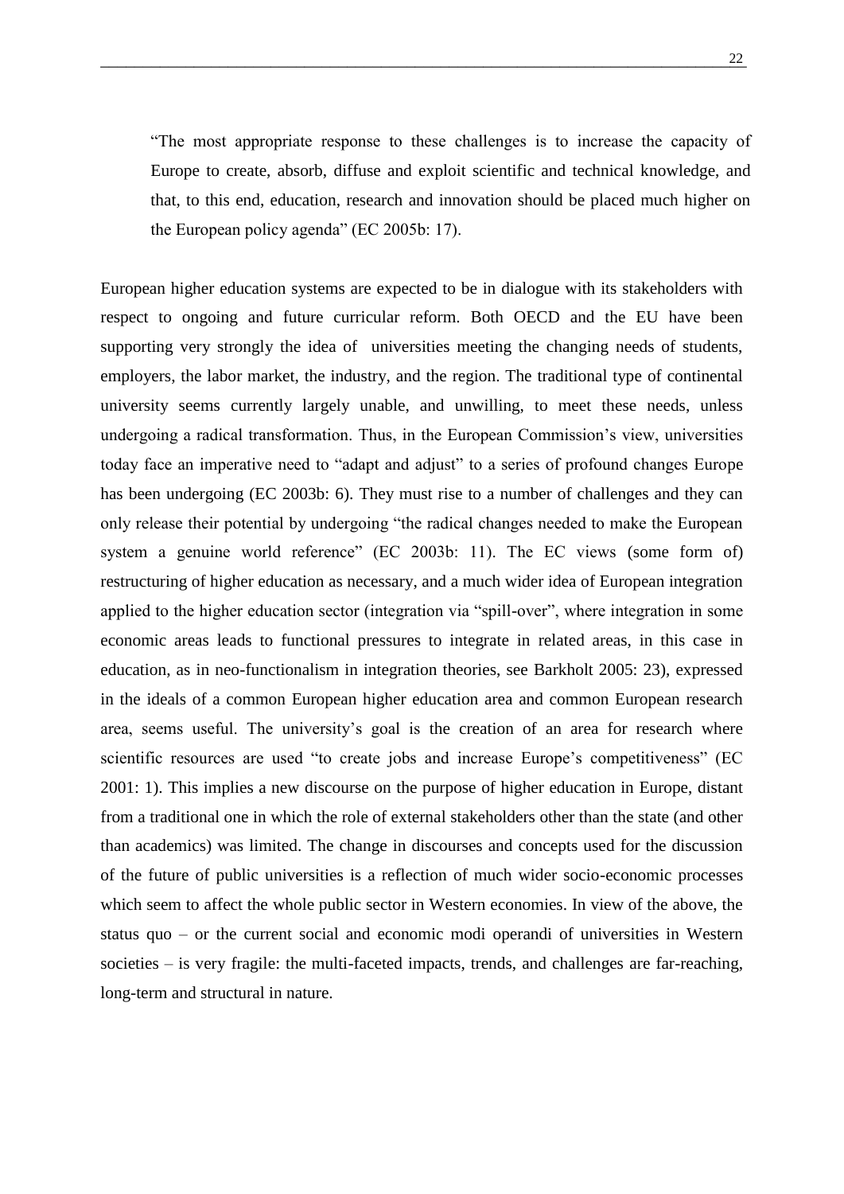> "The most appropriate response to these challenges is to increase the capacity of Europe to create, absorb, diffuse and exploit scientific and technical knowledge, and that, to this end, education, research and innovation should be placed much higher on the European policy agenda" (EC 2005b: 17).

European higher education systems are expected to be in dialogue with its stakeholders with respect to ongoing and future curricular reform. Both OECD and the EU have been supporting very strongly the idea of universities meeting the changing needs of students, employers, the labor market, the industry, and the region. The traditional type of continental university seems currently largely unable, and unwilling, to meet these needs, unless undergoing a radical transformation. Thus, in the European Commission's view, universities today face an imperative need to "adapt and adjust" to a series of profound changes Europe has been undergoing (EC 2003b: 6). They must rise to a number of challenges and they can only release their potential by undergoing "the radical changes needed to make the European system a genuine world reference" (EC 2003b: 11). The EC views (some form of) restructuring of higher education as necessary, and a much wider idea of European integration applied to the higher education sector (integration via "spill-over", where integration in some economic areas leads to functional pressures to integrate in related areas, in this case in education, as in neo-functionalism in integration theories, see Barkholt 2005: 23), expressed in the ideals of a common European higher education area and common European research area, seems useful. The university's goal is the creation of an area for research where scientific resources are used "to create jobs and increase Europe's competitiveness" (EC 2001: 1). This implies a new discourse on the purpose of higher education in Europe, distant from a traditional one in which the role of external stakeholders other than the state (and other than academics) was limited. The change in discourses and concepts used for the discussion of the future of public universities is a reflection of much wider socio-economic processes which seem to affect the whole public sector in Western economies. In view of the above, the status quo – or the current social and economic modi operandi of universities in Western societies – is very fragile: the multi-faceted impacts, trends, and challenges are far-reaching, long-term and structural in nature.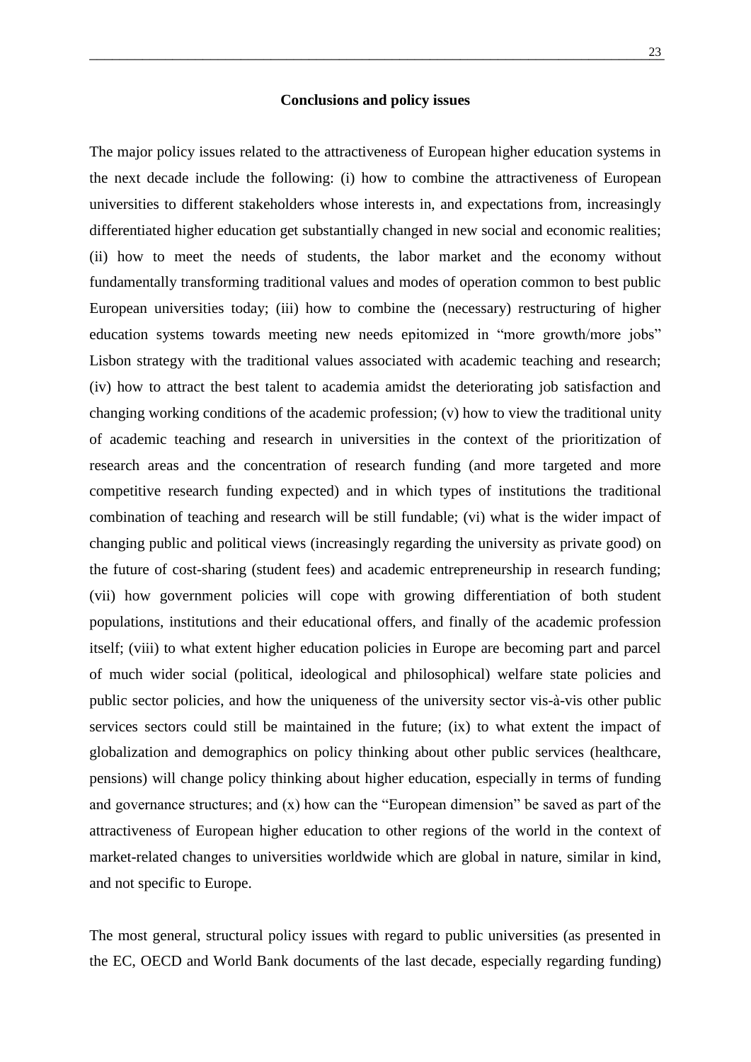## Conclusions and policy issues

The major policy issues related to the attractiveness of European higher education systems in the next decade include the following: (i) how to combine the attractiveness of European universities to different stakeholders whose interests in, and expectations from, increasingly differentiated higher education get substantially changed in new social and economic realities; (ii) how to meet the needs of students, the labor market and the economy without fundamentally transforming traditional values and modes of operation common to best public European universities today; (iii) how to combine the (necessary) restructuring of higher education systems towards meeting new needs epitomized in "more growth/more jobs" Lisbon strategy with the traditional values associated with academic teaching and research; (iv) how to attract the best talent to academia amidst the deteriorating job satisfaction and changing working conditions of the academic profession; (v) how to view the traditional unity of academic teaching and research in universities in the context of the prioritization of research areas and the concentration of research funding (and more targeted and more competitive research funding expected) and in which types of institutions the traditional combination of teaching and research will be still fundable; (vi) what is the wider impact of changing public and political views (increasingly regarding the university as private good) on the future of cost-sharing (student fees) and academic entrepreneurship in research funding; (vii) how government policies will cope with growing differentiation of both student populations, institutions and their educational offers, and finally of the academic profession itself; (viii) to what extent higher education policies in Europe are becoming part and parcel of much wider social (political, ideological and philosophical) welfare state policies and public sector policies, and how the uniqueness of the university sector vis-à-vis other public services sectors could still be maintained in the future; (ix) to what extent the impact of globalization and demographics on policy thinking about other public services (healthcare, pensions) will change policy thinking about higher education, especially in terms of funding and governance structures; and (x) how can the "European dimension" be saved as part of the attractiveness of European higher education to other regions of the world in the context of market-related changes to universities worldwide which are global in nature, similar in kind, and not specific to Europe.

The most general, structural policy issues with regard to public universities (as presented in the EC, OECD and World Bank documents of the last decade, especially regarding funding)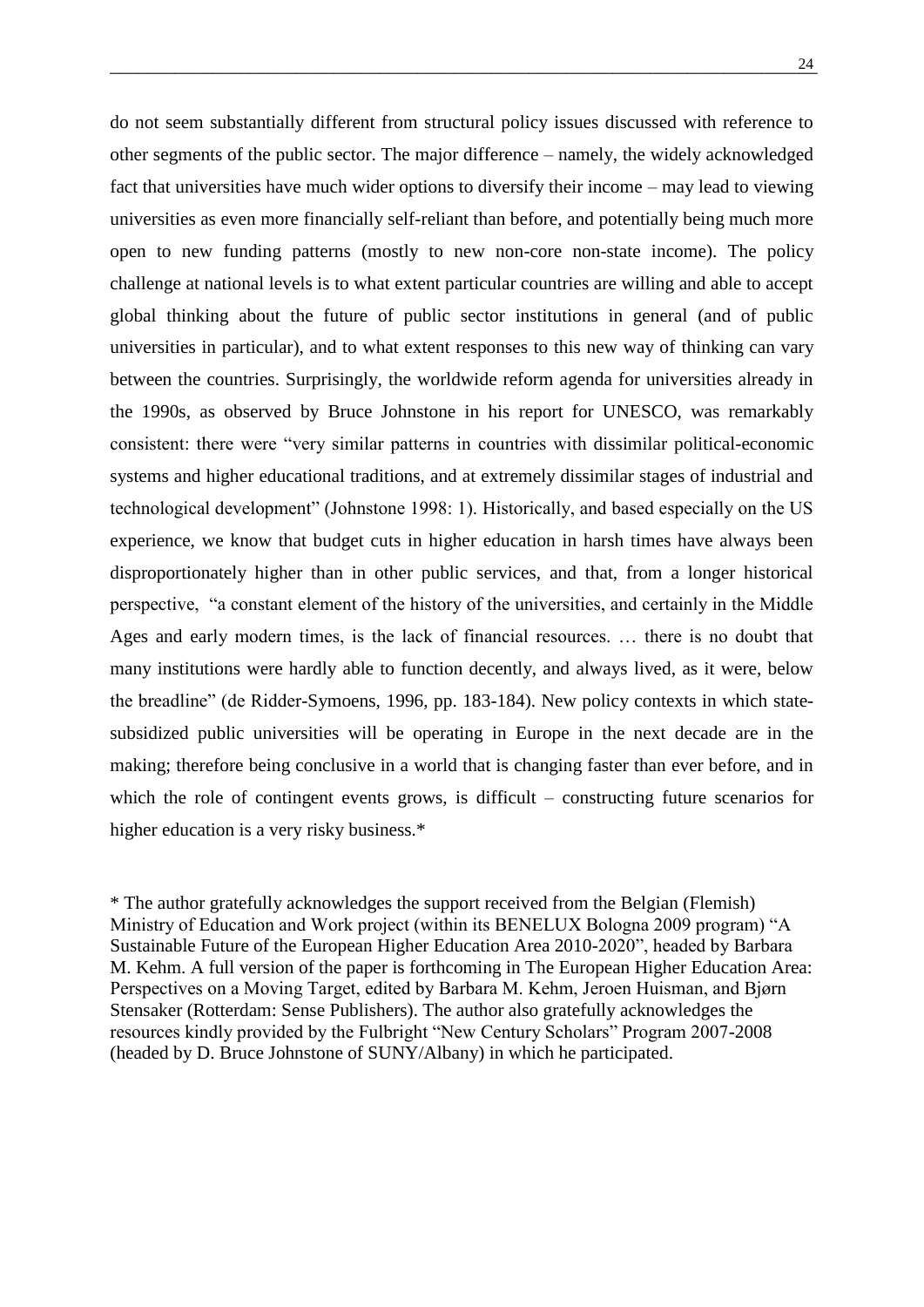do not seem substantially different from structural policy issues discussed with reference to other segments of the public sector. The major difference – namely, the widely acknowledged fact that universities have much wider options to diversify their income – may lead to viewing universities as even more financially self-reliant than before, and potentially being much more open to new funding patterns (mostly to new non-core non-state income). The policy challenge at national levels is to what extent particular countries are willing and able to accept global thinking about the future of public sector institutions in general (and of public universities in particular), and to what extent responses to this new way of thinking can vary between the countries. Surprisingly, the worldwide reform agenda for universities already in the 1990s, as observed by Bruce Johnstone in his report for UNESCO, was remarkably consistent: there were "very similar patterns in countries with dissimilar political-economic systems and higher educational traditions, and at extremely dissimilar stages of industrial and technological development" (Johnstone 1998: 1). Historically, and based especially on the US experience, we know that budget cuts in higher education in harsh times have always been disproportionately higher than in other public services, and that, from a longer historical perspective, "a constant element of the history of the universities, and certainly in the Middle Ages and early modern times, is the lack of financial resources. … there is no doubt that many institutions were hardly able to function decently, and always lived, as it were, below the breadline" (de Ridder-Symoens, 1996, pp. 183-184). New policy contexts in which state-subsidized public universities will be operating in Europe in the next decade are in the making; therefore being conclusive in a world that is changing faster than ever before, and in which the role of contingent events grows, is difficult – constructing future scenarios for higher education is a very risky business.*

* The author gratefully acknowledges the support received from the Belgian (Flemish) Ministry of Education and Work project (within its BENELUX Bologna 2009 program) "A Sustainable Future of the European Higher Education Area 2010-2020", headed by Barbara M. Kehm. A full version of the paper is forthcoming in The European Higher Education Area: Perspectives on a Moving Target, edited by Barbara M. Kehm, Jeroen Huisman, and Bjørn Stensaker (Rotterdam: Sense Publishers). The author also gratefully acknowledges the resources kindly provided by the Fulbright "New Century Scholars" Program 2007-2008 (headed by D. Bruce Johnstone of SUNY/Albany) in which he participated.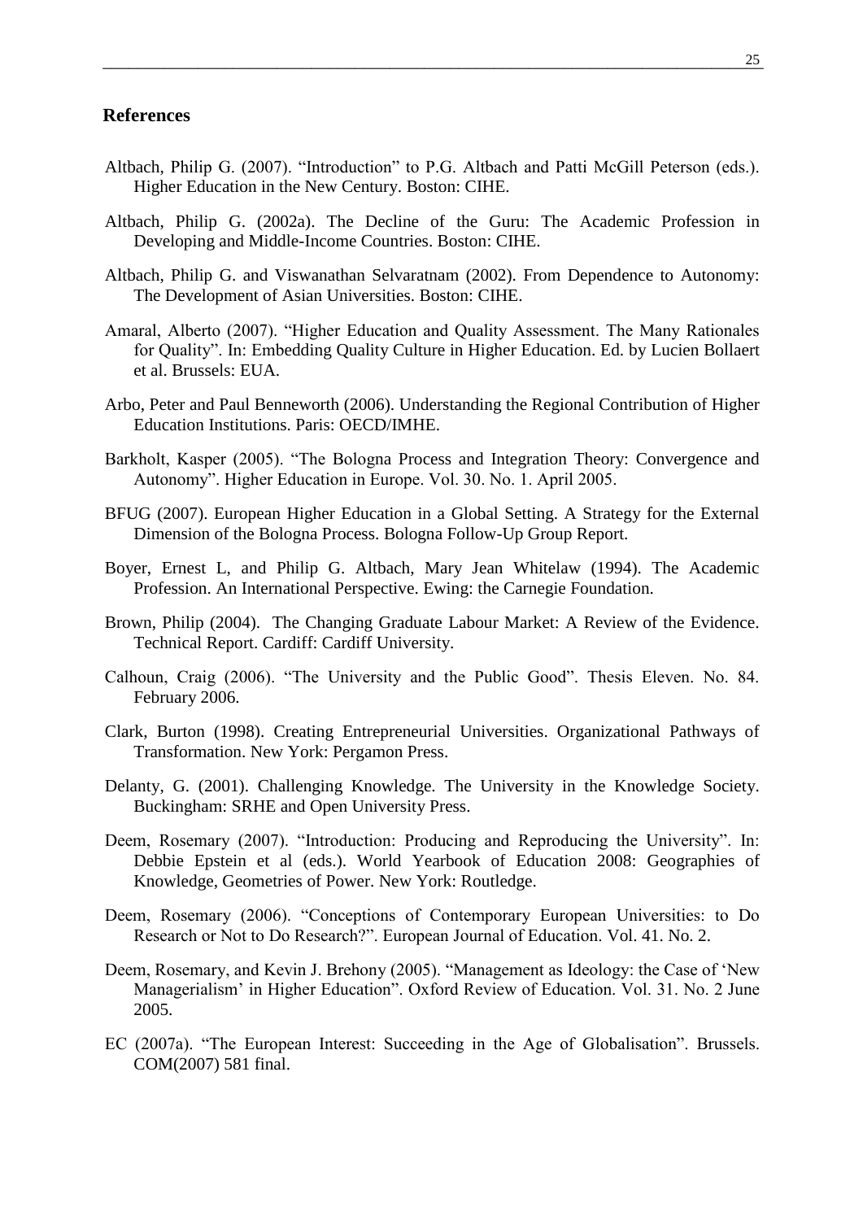## References

Altbach, Philip G. (2007). “Introduction” to P.G. Altbach and Patti McGill Peterson (eds.). Higher Education in the New Century. Boston: CIHE.

Altbach, Philip G. (2002a). The Decline of the Guru: The Academic Profession in Developing and Middle-Income Countries. Boston: CIHE.

Altbach, Philip G. and Viswanathan Selvaratnam (2002). From Dependence to Autonomy: The Development of Asian Universities. Boston: CIHE.

Amaral, Alberto (2007). “Higher Education and Quality Assessment. The Many Rationales for Quality”. In: Embedding Quality Culture in Higher Education. Ed. by Lucien Bollaert et al. Brussels: EUA.

Arbo, Peter and Paul Benneworth (2006). Understanding the Regional Contribution of Higher Education Institutions. Paris: OECD/IMHE.

Barkholt, Kasper (2005). “The Bologna Process and Integration Theory: Convergence and Autonomy”. Higher Education in Europe. Vol. 30. No. 1. April 2005.

BFUG (2007). European Higher Education in a Global Setting. A Strategy for the External Dimension of the Bologna Process. Bologna Follow-Up Group Report.

Boyer, Ernest L, and Philip G. Altbach, Mary Jean Whitelaw (1994). The Academic Profession. An International Perspective. Ewing: the Carnegie Foundation.

Brown, Philip (2004). The Changing Graduate Labour Market: A Review of the Evidence. Technical Report. Cardiff: Cardiff University.

Calhoun, Craig (2006). “The University and the Public Good”. Thesis Eleven. No. 84. February 2006.

Clark, Burton (1998). Creating Entrepreneurial Universities. Organizational Pathways of Transformation. New York: Pergamon Press.

Delanty, G. (2001). Challenging Knowledge. The University in the Knowledge Society. Buckingham: SRHE and Open University Press.

Deem, Rosemary (2007). “Introduction: Producing and Reproducing the University”. In: Debbie Epstein et al (eds.). World Yearbook of Education 2008: Geographies of Knowledge, Geometries of Power. New York: Routledge.

Deem, Rosemary (2006). “Conceptions of Contemporary European Universities: to Do Research or Not to Do Research?”. European Journal of Education. Vol. 41. No. 2.

Deem, Rosemary, and Kevin J. Brehony (2005). “Management as Ideology: the Case of ‘New Managerialism’ in Higher Education”. Oxford Review of Education. Vol. 31. No. 2 June 2005.

EC (2007a). “The European Interest: Succeeding in the Age of Globalisation”. Brussels. COM(2007) 581 final.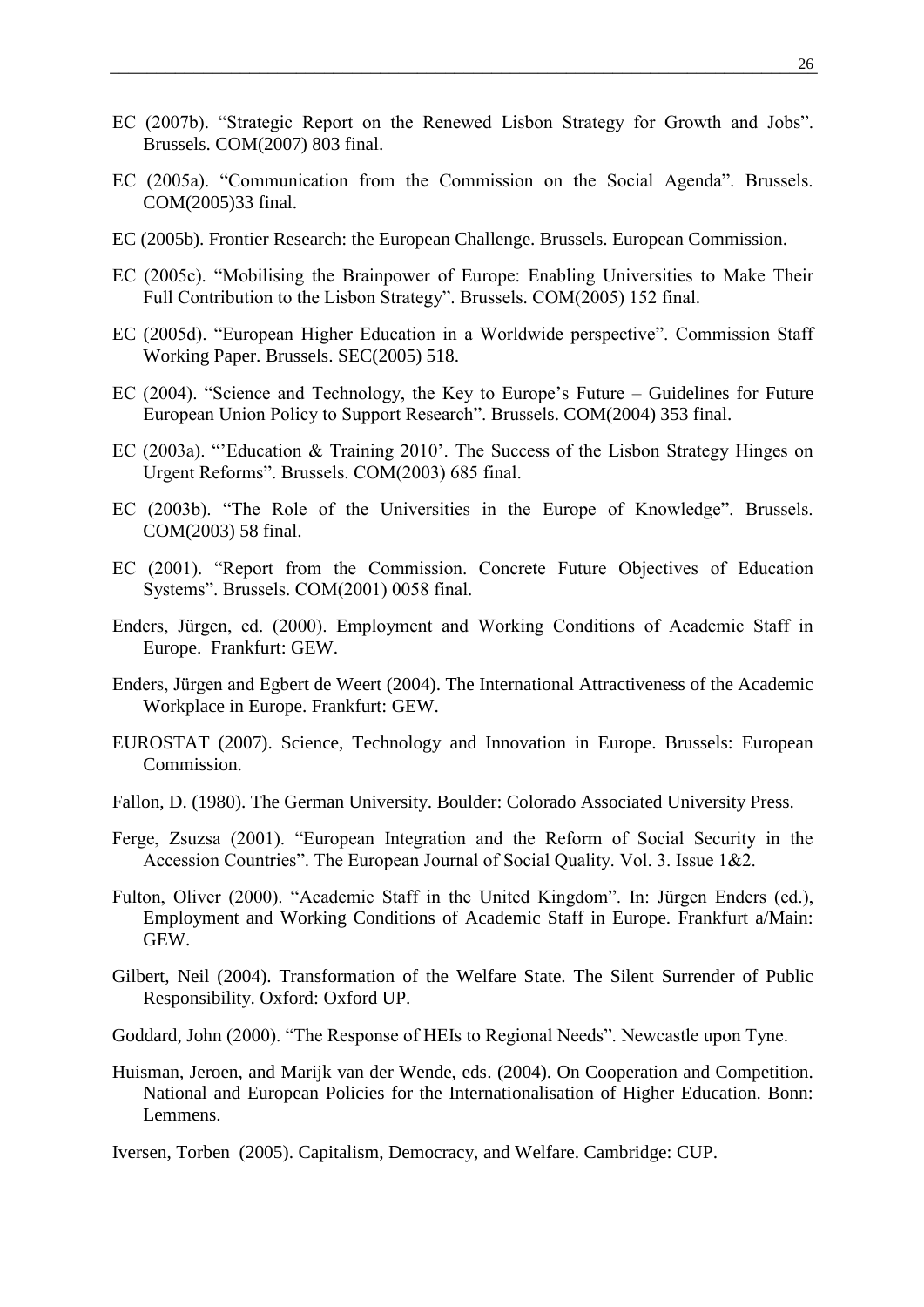EC (2007b). "Strategic Report on the Renewed Lisbon Strategy for Growth and Jobs". Brussels. COM(2007) 803 final.

EC (2005a). "Communication from the Commission on the Social Agenda". Brussels. COM(2005)33 final.

EC (2005b). Frontier Research: the European Challenge. Brussels. European Commission.

EC (2005c). "Mobilising the Brainpower of Europe: Enabling Universities to Make Their Full Contribution to the Lisbon Strategy". Brussels. COM(2005) 152 final.

EC (2005d). "European Higher Education in a Worldwide perspective". Commission Staff Working Paper. Brussels. SEC(2005) 518.

EC (2004). "Science and Technology, the Key to Europe's Future – Guidelines for Future European Union Policy to Support Research". Brussels. COM(2004) 353 final.

EC (2003a). "'Education & Training 2010'. The Success of the Lisbon Strategy Hinges on Urgent Reforms". Brussels. COM(2003) 685 final.

EC (2003b). "The Role of the Universities in the Europe of Knowledge". Brussels. COM(2003) 58 final.

EC (2001). "Report from the Commission. Concrete Future Objectives of Education Systems". Brussels. COM(2001) 0058 final.

Enders, Jürgen, ed. (2000). Employment and Working Conditions of Academic Staff in Europe. Frankfurt: GEW.

Enders, Jürgen and Egbert de Weert (2004). The International Attractiveness of the Academic Workplace in Europe. Frankfurt: GEW.

EUROSTAT (2007). Science, Technology and Innovation in Europe. Brussels: European Commission.

Fallon, D. (1980). The German University. Boulder: Colorado Associated University Press.

Ferge, Zsuzsa (2001). "European Integration and the Reform of Social Security in the Accession Countries". The European Journal of Social Quality. Vol. 3. Issue 1&2.

Fulton, Oliver (2000). "Academic Staff in the United Kingdom". In: Jürgen Enders (ed.), Employment and Working Conditions of Academic Staff in Europe. Frankfurt a/Main: GEW.

Gilbert, Neil (2004). Transformation of the Welfare State. The Silent Surrender of Public Responsibility. Oxford: Oxford UP.

Goddard, John (2000). "The Response of HEIs to Regional Needs". Newcastle upon Tyne.

Huisman, Jeroen, and Marijk van der Wende, eds. (2004). On Cooperation and Competition. National and European Policies for the Internationalisation of Higher Education. Bonn: Lemmens.

Iversen, Torben (2005). Capitalism, Democracy, and Welfare. Cambridge: CUP.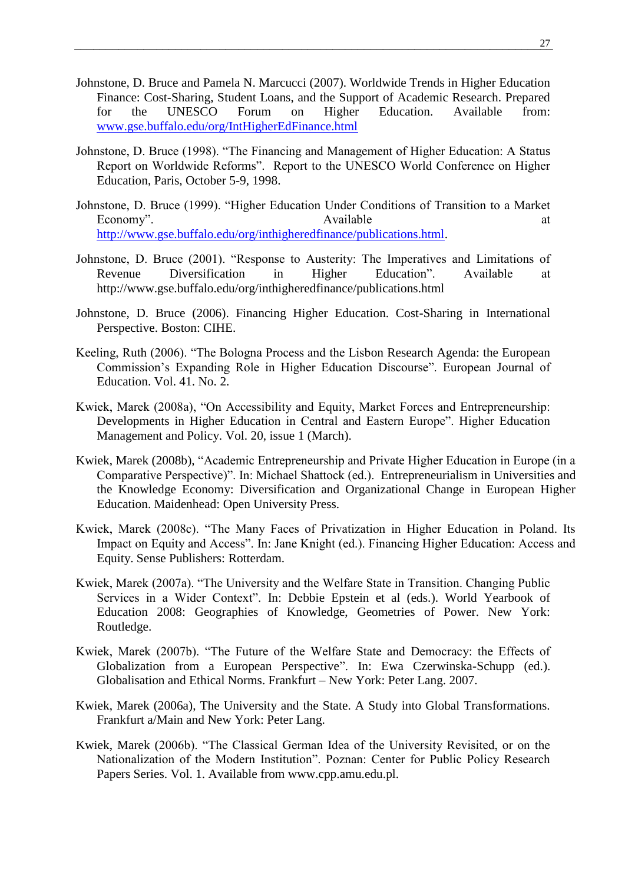Johnstone, D. Bruce and Pamela N. Marcucci (2007). Worldwide Trends in Higher Education Finance: Cost-Sharing, Student Loans, and the Support of Academic Research. Prepared for the UNESCO Forum on Higher Education. Available from: [www.gse.buffalo.edu/org/IntHigherEdFinance.html](www.gse.buffalo.edu/org/IntHigherEdFinance.html)

Johnstone, D. Bruce (1998). "The Financing and Management of Higher Education: A Status Report on Worldwide Reforms". Report to the UNESCO World Conference on Higher Education, Paris, October 5-9, 1998.

Johnstone, D. Bruce (1999). "Higher Education Under Conditions of Transition to a Market Economy". Available at [http://www.gse.buffalo.edu/org/inthigheredfinance/publications.html](http://www.gse.buffalo.edu/org/inthigheredfinance/publications.html).

Johnstone, D. Bruce (2001). "Response to Austerity: The Imperatives and Limitations of Revenue Diversification in Higher Education". Available at http://www.gse.buffalo.edu/org/inthigheredfinance/publications.html

Johnstone, D. Bruce (2006). Financing Higher Education. Cost-Sharing in International Perspective. Boston: CIHE.

Keeling, Ruth (2006). "The Bologna Process and the Lisbon Research Agenda: the European Commission's Expanding Role in Higher Education Discourse". European Journal of Education. Vol. 41. No. 2.

Kwiek, Marek (2008a), "On Accessibility and Equity, Market Forces and Entrepreneurship: Developments in Higher Education in Central and Eastern Europe". Higher Education Management and Policy. Vol. 20, issue 1 (March).

Kwiek, Marek (2008b), "Academic Entrepreneurship and Private Higher Education in Europe (in a Comparative Perspective)". In: Michael Shattock (ed.). Entrepreneurialism in Universities and the Knowledge Economy: Diversification and Organizational Change in European Higher Education. Maidenhead: Open University Press.

Kwiek, Marek (2008c). "The Many Faces of Privatization in Higher Education in Poland. Its Impact on Equity and Access". In: Jane Knight (ed.). Financing Higher Education: Access and Equity. Sense Publishers: Rotterdam.

Kwiek, Marek (2007a). "The University and the Welfare State in Transition. Changing Public Services in a Wider Context". In: Debbie Epstein et al (eds.). World Yearbook of Education 2008: Geographies of Knowledge, Geometries of Power. New York: Routledge.

Kwiek, Marek (2007b). "The Future of the Welfare State and Democracy: the Effects of Globalization from a European Perspective". In: Ewa Czerwinska-Schupp (ed.). Globalisation and Ethical Norms. Frankfurt – New York: Peter Lang. 2007.

Kwiek, Marek (2006a), The University and the State. A Study into Global Transformations. Frankfurt a/Main and New York: Peter Lang.

Kwiek, Marek (2006b). "The Classical German Idea of the University Revisited, or on the Nationalization of the Modern Institution". Poznan: Center for Public Policy Research Papers Series. Vol. 1. Available from www.cpp.amu.edu.pl.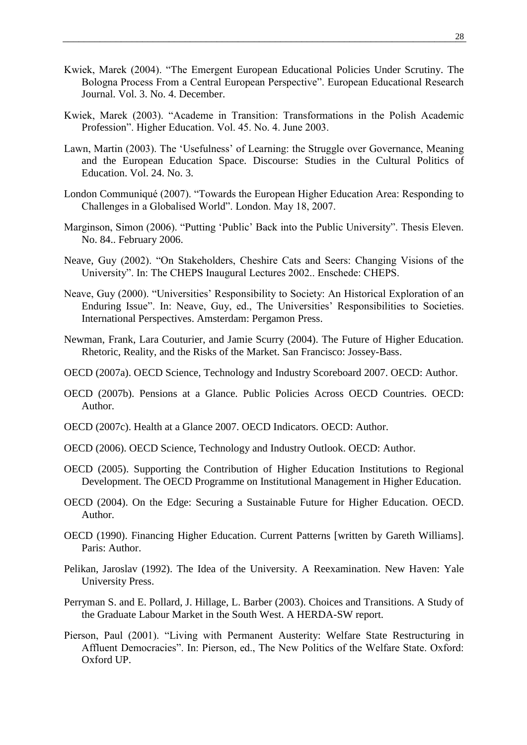Kwiek, Marek (2004). “The Emergent European Educational Policies Under Scrutiny. The Bologna Process From a Central European Perspective”. European Educational Research Journal. Vol. 3. No. 4. December.

Kwiek, Marek (2003). “Academe in Transition: Transformations in the Polish Academic Profession”. Higher Education. Vol. 45. No. 4. June 2003.

Lawn, Martin (2003). The ‘Usefulness’ of Learning: the Struggle over Governance, Meaning and the European Education Space. Discourse: Studies in the Cultural Politics of Education. Vol. 24. No. 3.

London Communiqué (2007). “Towards the European Higher Education Area: Responding to Challenges in a Globalised World”. London. May 18, 2007.

Marginson, Simon (2006). “Putting ‘Public’ Back into the Public University”. Thesis Eleven. No. 84.. February 2006.

Neave, Guy (2002). “On Stakeholders, Cheshire Cats and Seers: Changing Visions of the University”. In: The CHEPS Inaugural Lectures 2002.. Enschede: CHEPS.

Neave, Guy (2000). “Universities’ Responsibility to Society: An Historical Exploration of an Enduring Issue”. In: Neave, Guy, ed., The Universities’ Responsibilities to Societies. International Perspectives. Amsterdam: Pergamon Press.

Newman, Frank, Lara Couturier, and Jamie Scurry (2004). The Future of Higher Education. Rhetoric, Reality, and the Risks of the Market. San Francisco: Jossey-Bass.

OECD (2007a). OECD Science, Technology and Industry Scoreboard 2007. OECD: Author.

OECD (2007b). Pensions at a Glance. Public Policies Across OECD Countries. OECD: Author.

OECD (2007c). Health at a Glance 2007. OECD Indicators. OECD: Author.

OECD (2006). OECD Science, Technology and Industry Outlook. OECD: Author.

OECD (2005). Supporting the Contribution of Higher Education Institutions to Regional Development. The OECD Programme on Institutional Management in Higher Education.

OECD (2004). On the Edge: Securing a Sustainable Future for Higher Education. OECD. Author.

OECD (1990). Financing Higher Education. Current Patterns [written by Gareth Williams]. Paris: Author.

Pelikan, Jaroslav (1992). The Idea of the University. A Reexamination. New Haven: Yale University Press.

Perryman S. and E. Pollard, J. Hillage, L. Barber (2003). Choices and Transitions. A Study of the Graduate Labour Market in the South West. A HERDA-SW report.

Pierson, Paul (2001). “Living with Permanent Austerity: Welfare State Restructuring in Affluent Democracies”. In: Pierson, ed., The New Politics of the Welfare State. Oxford: Oxford UP.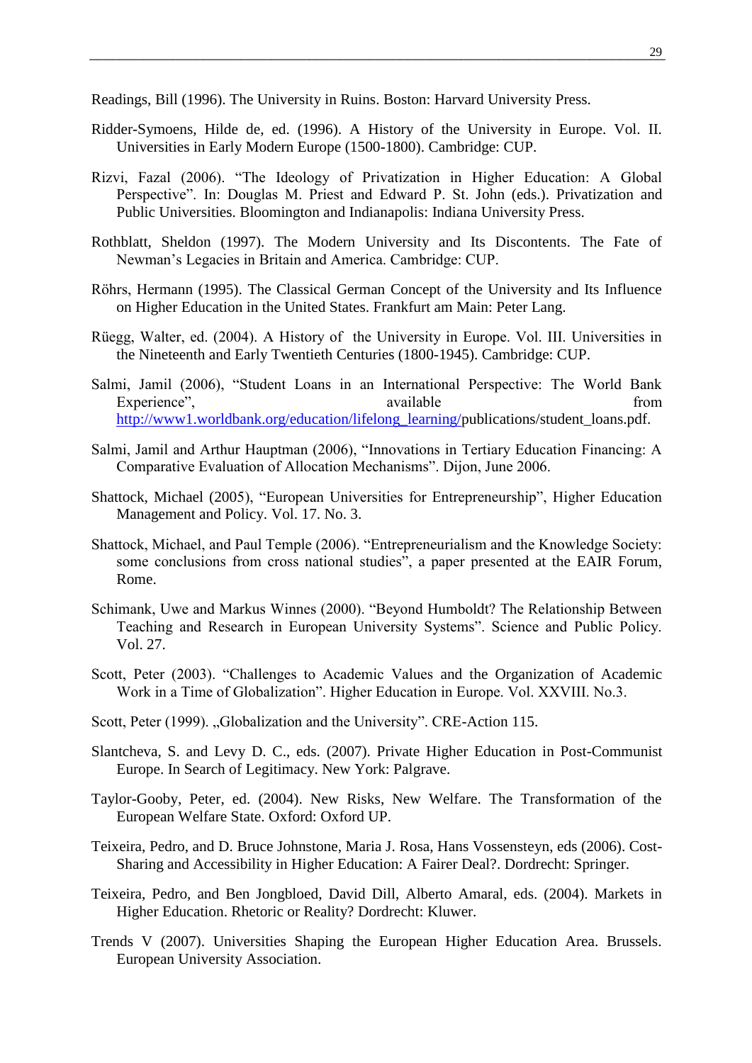Readings, Bill (1996). The University in Ruins. Boston: Harvard University Press.

Ridder-Symoens, Hilde de, ed. (1996). A History of the University in Europe. Vol. II. Universities in Early Modern Europe (1500-1800). Cambridge: CUP.

Rizvi, Fazal (2006). "The Ideology of Privatization in Higher Education: A Global Perspective". In: Douglas M. Priest and Edward P. St. John (eds.). Privatization and Public Universities. Bloomington and Indianapolis: Indiana University Press.

Rothblatt, Sheldon (1997). The Modern University and Its Discontents. The Fate of Newman's Legacies in Britain and America. Cambridge: CUP.

Röhrs, Hermann (1995). The Classical German Concept of the University and Its Influence on Higher Education in the United States. Frankfurt am Main: Peter Lang.

Rüegg, Walter, ed. (2004). A History of the University in Europe. Vol. III. Universities in the Nineteenth and Early Twentieth Centuries (1800-1945). Cambridge: CUP.

Salmi, Jamil (2006), "Student Loans in an International Perspective: The World Bank Experience", available from http://www1.worldbank.org/education/lifelong_learning/publications/student_loans.pdf.

Salmi, Jamil and Arthur Hauptman (2006), "Innovations in Tertiary Education Financing: A Comparative Evaluation of Allocation Mechanisms". Dijon, June 2006.

Shattock, Michael (2005), "European Universities for Entrepreneurship", Higher Education Management and Policy. Vol. 17. No. 3.

Shattock, Michael, and Paul Temple (2006). "Entrepreneurialism and the Knowledge Society: some conclusions from cross national studies", a paper presented at the EAIR Forum, Rome.

Schimank, Uwe and Markus Winnes (2000). "Beyond Humboldt? The Relationship Between Teaching and Research in European University Systems". Science and Public Policy. Vol. 27.

Scott, Peter (2003). "Challenges to Academic Values and the Organization of Academic Work in a Time of Globalization". Higher Education in Europe. Vol. XXVIII. No.3.

Scott, Peter (1999). „Globalization and the University". CRE-Action 115.

Slantcheva, S. and Levy D. C., eds. (2007). Private Higher Education in Post-Communist Europe. In Search of Legitimacy. New York: Palgrave.

Taylor-Gooby, Peter, ed. (2004). New Risks, New Welfare. The Transformation of the European Welfare State. Oxford: Oxford UP.

Teixeira, Pedro, and D. Bruce Johnstone, Maria J. Rosa, Hans Vossensteyn, eds (2006). Cost-Sharing and Accessibility in Higher Education: A Fairer Deal?. Dordrecht: Springer.

Teixeira, Pedro, and Ben Jongbloed, David Dill, Alberto Amaral, eds. (2004). Markets in Higher Education. Rhetoric or Reality? Dordrecht: Kluwer.

Trends V (2007). Universities Shaping the European Higher Education Area. Brussels. European University Association.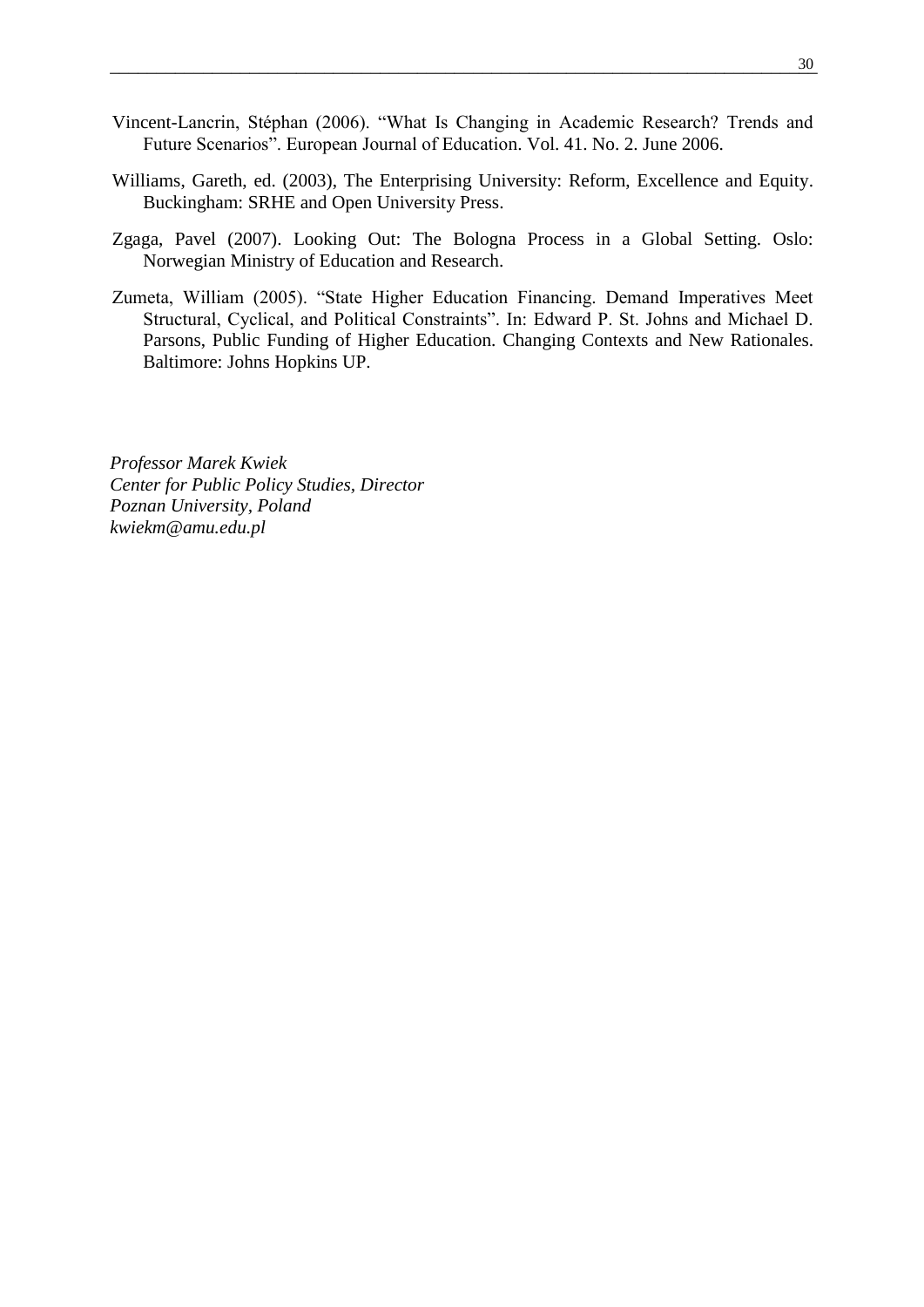Vincent-Lancrin, Stéphan (2006). "What Is Changing in Academic Research? Trends and Future Scenarios". European Journal of Education. Vol. 41. No. 2. June 2006.

Williams, Gareth, ed. (2003), The Enterprising University: Reform, Excellence and Equity. Buckingham: SRHE and Open University Press.

Zgaga, Pavel (2007). Looking Out: The Bologna Process in a Global Setting. Oslo: Norwegian Ministry of Education and Research.

Zumeta, William (2005). "State Higher Education Financing. Demand Imperatives Meet Structural, Cyclical, and Political Constraints". In: Edward P. St. Johns and Michael D. Parsons, Public Funding of Higher Education. Changing Contexts and New Rationales. Baltimore: Johns Hopkins UP.

*Professor Marek Kwiek*
*Center for Public Policy Studies, Director*
*Poznan University, Poland*
*kwiekm@amu.edu.pl*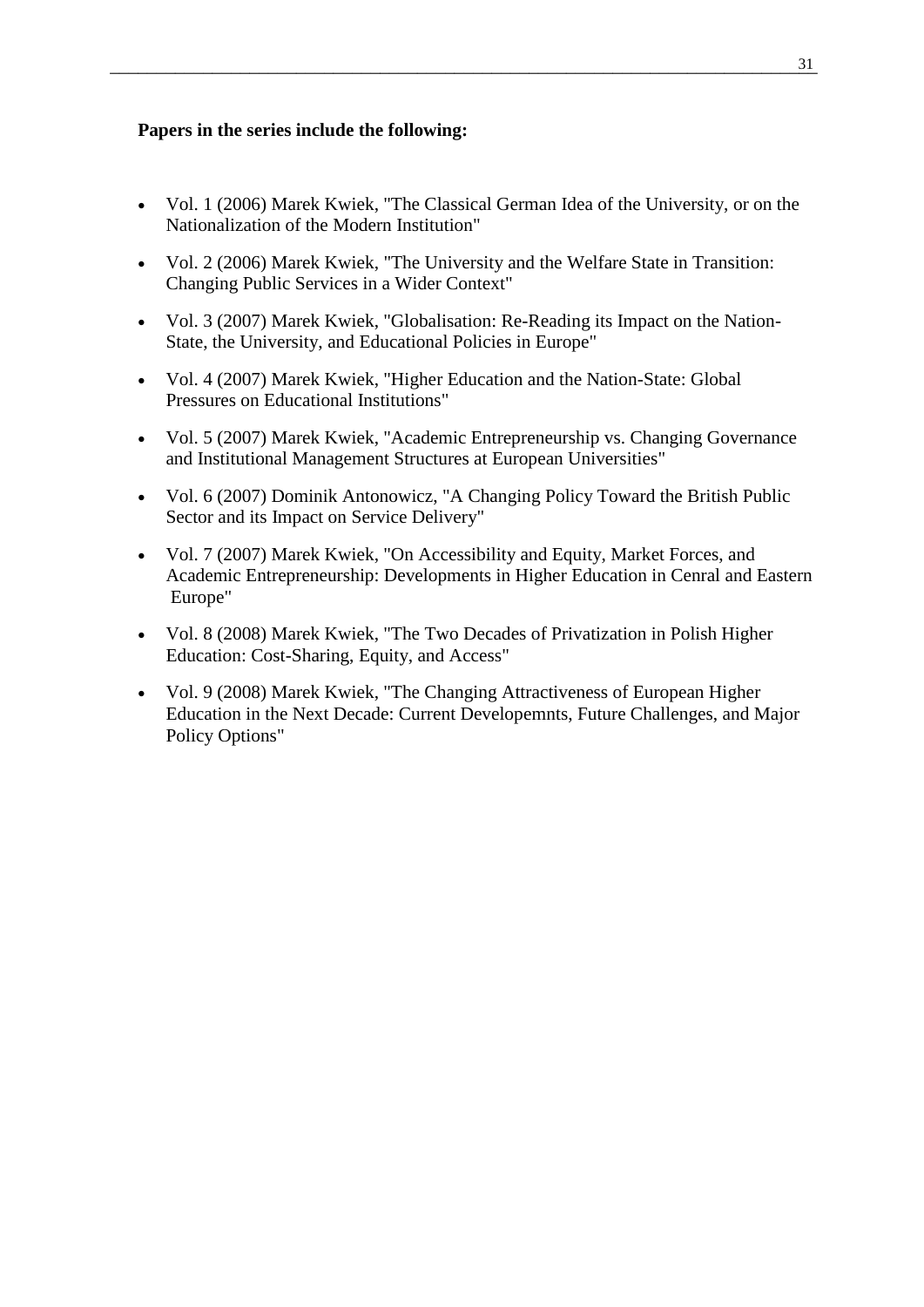**Papers in the series include the following:**

- Vol. 1 (2006) Marek Kwiek, "The Classical German Idea of the University, or on the Nationalization of the Modern Institution"
- Vol. 2 (2006) Marek Kwiek, "The University and the Welfare State in Transition: Changing Public Services in a Wider Context"
- Vol. 3 (2007) Marek Kwiek, "Globalisation: Re-Reading its Impact on the Nation-State, the University, and Educational Policies in Europe"
- Vol. 4 (2007) Marek Kwiek, "Higher Education and the Nation-State: Global Pressures on Educational Institutions"
- Vol. 5 (2007) Marek Kwiek, "Academic Entrepreneurship vs. Changing Governance and Institutional Management Structures at European Universities"
- Vol. 6 (2007) Dominik Antonowicz, "A Changing Policy Toward the British Public Sector and its Impact on Service Delivery"
- Vol. 7 (2007) Marek Kwiek, "On Accessibility and Equity, Market Forces, and Academic Entrepreneurship: Developments in Higher Education in Cenral and Eastern Europe"
- Vol. 8 (2008) Marek Kwiek, "The Two Decades of Privatization in Polish Higher Education: Cost-Sharing, Equity, and Access"
- Vol. 9 (2008) Marek Kwiek, "The Changing Attractiveness of European Higher Education in the Next Decade: Current Developemnts, Future Challenges, and Major Policy Options"